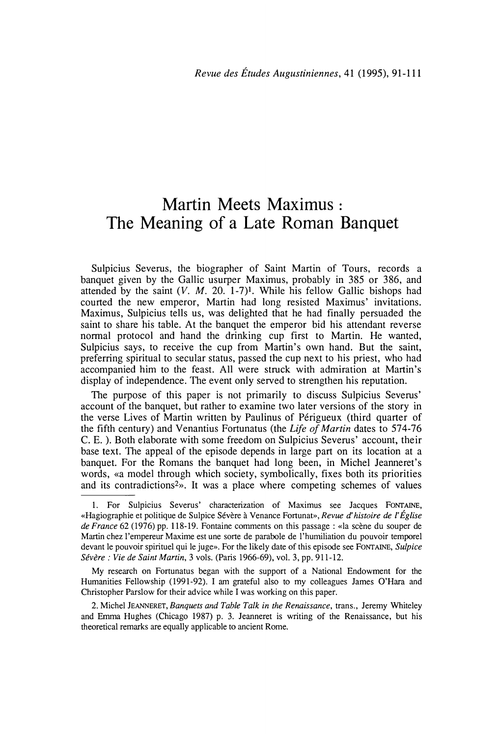# Martin Meets Maximus : The Meaning of a Late Roman Banquet

Sulpicius Severus, the biographer of Saint Martin of Tours, records a banquet given by the Gallic usurper Maximus, probably in 385 or 386, and attended by the saint (*V. M.* 20. 1-7)[1]. While his fellow Gallic bishops had courted the new emperor, Martin had long resisted Maximus' invitations. Maximus, Sulpicius tells us, was delighted that he had finally persuaded the saint to share his table. At the banquet the emperor bid his attendant reverse normal protocol and hand the drinking cup first to Martin. He wanted, Sulpicius says, to receive the cup from Martin's own hand. But the saint, preferring spiritual to secular status, passed the cup next to his priest, who had accompanied him to the feast. All were struck with admiration at Martin's display of independence. The event only served to strengthen his reputation.

The purpose of this paper is not primarily to discuss Sulpicius Severus' account of the banquet, but rather to examine two later versions of the story in the verse Lives of Martin written by Paulinus of Périgueux (third quarter of the fifth century) and Venantius Fortunatus (the *Life of Martin* dates to 574-76 C. E. ). Both elaborate with some freedom on Sulpicius Severus' account, their base text. The appeal of the episode depends in large part on its location at a banquet. For the Romans the banquet had long been, in Michel Jeanneret's words, «a model through which society, symbolically, fixes both its priorities and its contradictions[2]». It was a place where competing schemes of values

1. For Sulpicius Severus' characterization of Maximus see Jacques FONTAINE, «Hagiographie et politique de Sulpice Sévère à Venance Fortunat», *Revue d'histoire de l'Église de France* 62 (1976) pp. 118-19. Fontaine comments on this passage : «la scène du souper de Martin chez l'empereur Maxime est une sorte de parabole de l'humiliation du pouvoir temporel devant le pouvoir spirituel qui le juge». For the likely date of this episode see FONTAINE, *Sulpice Sévère : Vie de Saint Martin*, 3 vols. (Paris 1966-69), vol. 3, pp. 911-12.

My research on Fortunatus began with the support of a National Endowment for the Humanities Fellowship (1991-92). I am grateful also to my colleagues James O'Hara and Christopher Parslow for their advice while I was working on this paper.

2. Michel JEANNERET, *Banquets and Table Talk in the Renaissance*, trans., Jeremy Whiteley and Emma Hughes (Chicago 1987) p. 3. Jeanneret is writing of the Renaissance, but his theoretical remarks are equally applicable to ancient Rome.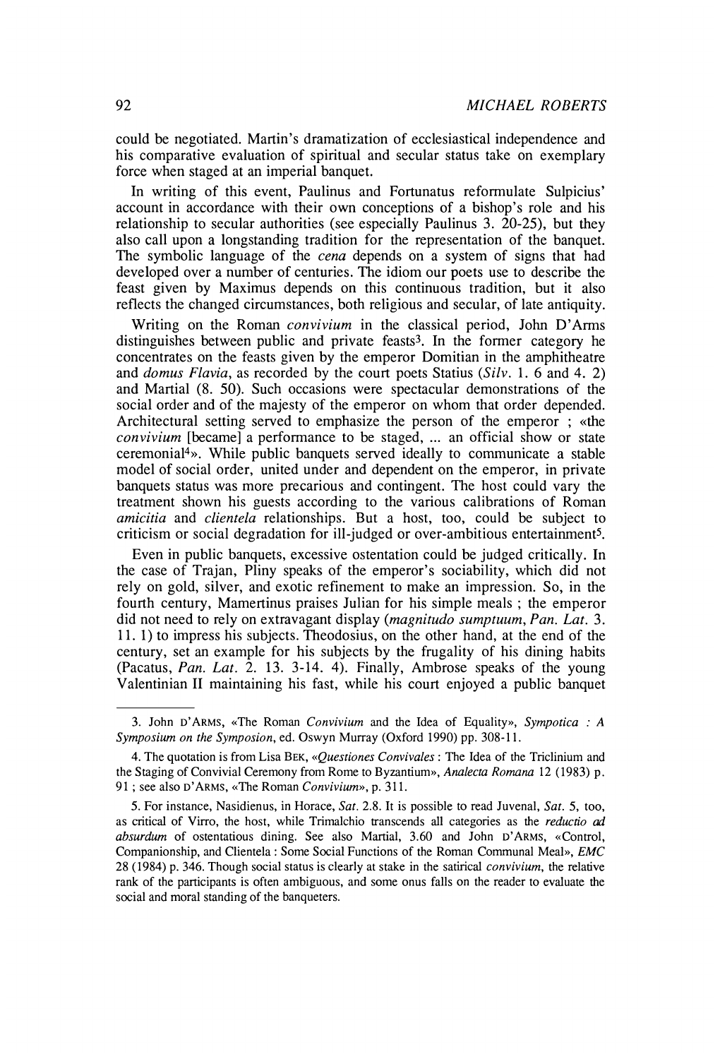could be negotiated. Martin's dramatization of ecclesiastical independence and his comparative evaluation of spiritual and secular status take on exemplary force when staged at an imperial banquet.

In writing of this event, Paulinus and Fortunatus reformulate Sulpicius' account in accordance with their own conceptions of a bishop's role and his relationship to secular authorities (see especially Paulinus 3. 20-25), but they also call upon a longstanding tradition for the representation of the banquet. The symbolic language of the *cena* depends on a system of signs that had developed over a number of centuries. The idiom our poets use to describe the feast given by Maximus depends on this continuous tradition, but it also reflects the changed circumstances, both religious and secular, of late antiquity.

Writing on the Roman *convivium* in the classical period, John D'Arms distinguishes between public and private feasts[3]. In the former category he concentrates on the feasts given by the emperor Domitian in the amphitheatre and *domus Flavia*, as recorded by the court poets Statius (*Silv.* 1. 6 and 4. 2) and Martial (8. 50). Such occasions were spectacular demonstrations of the social order and of the majesty of the emperor on whom that order depended. Architectural setting served to emphasize the person of the emperor ; «the *convivium* [became] a performance to be staged, ... an official show or state ceremonial[4]». While public banquets served ideally to communicate a stable model of social order, united under and dependent on the emperor, in private banquets status was more precarious and contingent. The host could vary the treatment shown his guests according to the various calibrations of Roman *amicitia* and *clientela* relationships. But a host, too, could be subject to criticism or social degradation for ill-judged or over-ambitious entertainment[5].

Even in public banquets, excessive ostentation could be judged critically. In the case of Trajan, Pliny speaks of the emperor's sociability, which did not rely on gold, silver, and exotic refinement to make an impression. So, in the fourth century, Mamertinus praises Julian for his simple meals ; the emperor did not need to rely on extravagant display (*magnitudo sumptuum*, *Pan. Lat.* 3. 11. 1) to impress his subjects. Theodosius, on the other hand, at the end of the century, set an example for his subjects by the frugality of his dining habits (Pacatus, *Pan. Lat.* 2. 13. 3-14. 4). Finally, Ambrose speaks of the young Valentinian II maintaining his fast, while his court enjoyed a public banquet

---

3. John D'ARMS, «The Roman *Convivium* and the Idea of Equality», *Sympotica : A Symposium on the Symposion*, ed. Oswyn Murray (Oxford 1990) pp. 308-11.

4. The quotation is from Lisa BEK, «*Questiones Convivales* : The Idea of the Triclinium and the Staging of Convivial Ceremony from Rome to Byzantium», *Analecta Romana* 12 (1983) p. 91 ; see also D'ARMS, «The Roman *Convivium*», p. 311.

5. For instance, Nasidienus, in Horace, *Sat.* 2.8. It is possible to read Juvenal, *Sat.* 5, too, as critical of Virro, the host, while Trimalchio transcends all categories as the *reductio ad absurdum* of ostentatious dining. See also Martial, 3.60 and John D'ARMS, «Control, Companionship, and Clientela : Some Social Functions of the Roman Communal Meal», *EMC* 28 (1984) p. 346. Though social status is clearly at stake in the satirical *convivium*, the relative rank of the participants is often ambiguous, and some onus falls on the reader to evaluate the social and moral standing of the banqueters.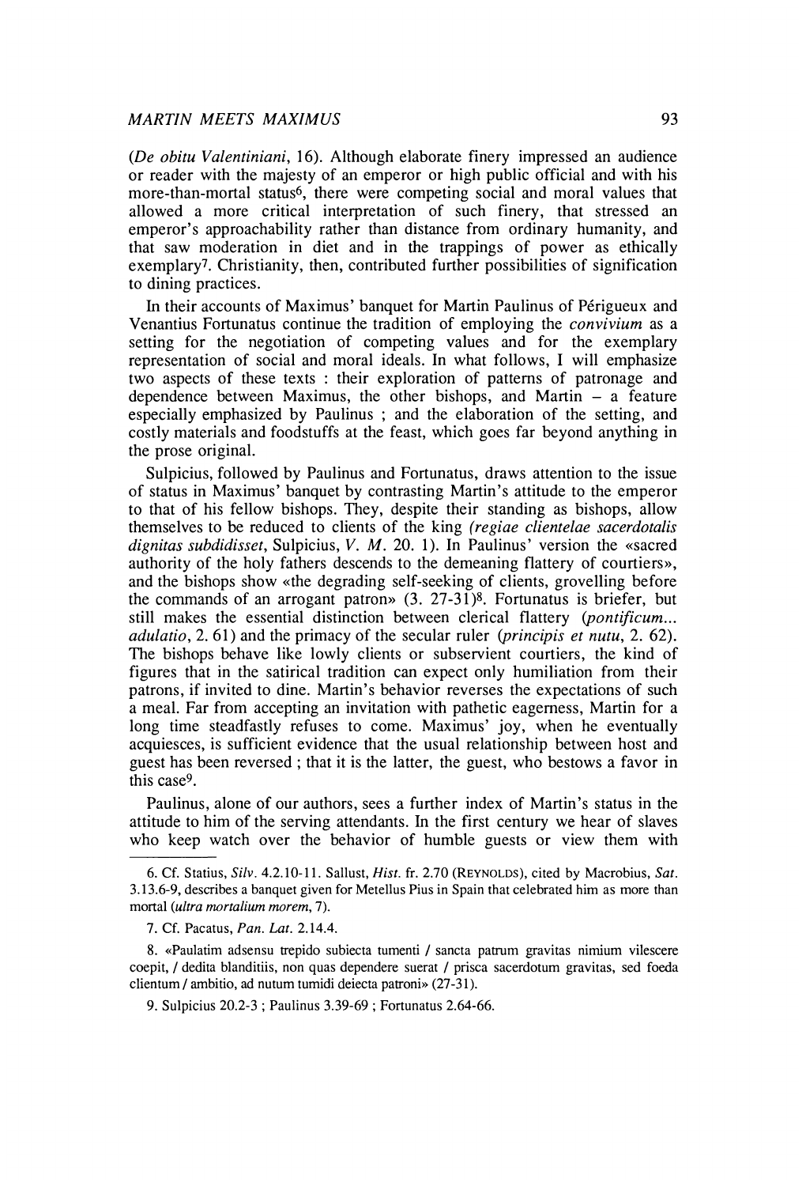(*De obitu Valentiniani*, 16). Although elaborate finery impressed an audience or reader with the majesty of an emperor or high public official and with his more-than-mortal status[6], there were competing social and moral values that allowed a more critical interpretation of such finery, that stressed an emperor's approachability rather than distance from ordinary humanity, and that saw moderation in diet and in the trappings of power as ethically exemplary[7]. Christianity, then, contributed further possibilities of signification to dining practices.

In their accounts of Maximus' banquet for Martin Paulinus of Périgueux and Venantius Fortunatus continue the tradition of employing the *convivium* as a setting for the negotiation of competing values and for the exemplary representation of social and moral ideals. In what follows, I will emphasize two aspects of these texts : their exploration of patterns of patronage and dependence between Maximus, the other bishops, and Martin – a feature especially emphasized by Paulinus ; and the elaboration of the setting, and costly materials and foodstuffs at the feast, which goes far beyond anything in the prose original.

Sulpicius, followed by Paulinus and Fortunatus, draws attention to the issue of status in Maximus' banquet by contrasting Martin's attitude to the emperor to that of his fellow bishops. They, despite their standing as bishops, allow themselves to be reduced to clients of the king (*regiae clientelae sacerdotalis dignitas subdidisset*, Sulpicius, *V. M.* 20. 1). In Paulinus' version the «sacred authority of the holy fathers descends to the demeaning flattery of courtiers», and the bishops show «the degrading self-seeking of clients, grovelling before the commands of an arrogant patron» (3. 27-31)[8]. Fortunatus is briefer, but still makes the essential distinction between clerical flattery (*pontificum... adulatio*, 2. 61) and the primacy of the secular ruler (*principis et nutu*, 2. 62). The bishops behave like lowly clients or subservient courtiers, the kind of figures that in the satirical tradition can expect only humiliation from their patrons, if invited to dine. Martin's behavior reverses the expectations of such a meal. Far from accepting an invitation with pathetic eagerness, Martin for a long time steadfastly refuses to come. Maximus' joy, when he eventually acquiesces, is sufficient evidence that the usual relationship between host and guest has been reversed ; that it is the latter, the guest, who bestows a favor in this case[9].

Paulinus, alone of our authors, sees a further index of Martin's status in the attitude to him of the serving attendants. In the first century we hear of slaves who keep watch over the behavior of humble guests or view them with

---

6. Cf. Statius, *Silv.* 4.2.10-11. Sallust, *Hist.* fr. 2.70 (Reynolds), cited by Macrobius, *Sat.* 3.13.6-9, describes a banquet given for Metellus Pius in Spain that celebrated him as more than mortal (*ultra mortalium morem*, 7).

7. Cf. Pacatus, *Pan. Lat.* 2.14.4.

8. «Paulatim adsensu trepido subiecta tumenti / sancta patrum gravitas nimium vilescere coepit, / dedita blanditiis, non quas dependere suerat / prisca sacerdotum gravitas, sed foeda clientum / ambitio, ad nutum tumidi deiecta patroni» (27-31).

9. Sulpicius 20.2-3 ; Paulinus 3.39-69 ; Fortunatus 2.64-66.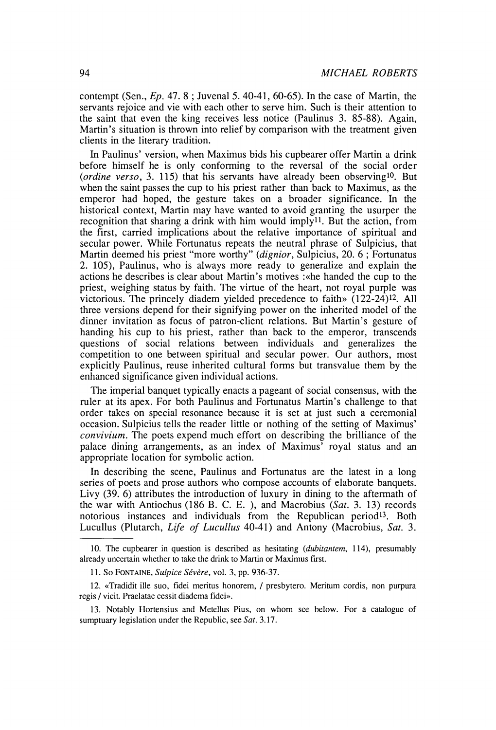contempt (Sen., *Ep*. 47. 8 ; Juvenal 5. 40-41, 60-65). In the case of Martin, the servants rejoice and vie with each other to serve him. Such is their attention to the saint that even the king receives less notice (Paulinus 3. 85-88). Again, Martin's situation is thrown into relief by comparison with the treatment given clients in the literary tradition.

In Paulinus' version, when Maximus bids his cupbearer offer Martin a drink before himself he is only conforming to the reversal of the social order (*ordine verso*, 3. 115) that his servants have already been observing[10]. But when the saint passes the cup to his priest rather than back to Maximus, as the emperor had hoped, the gesture takes on a broader significance. In the historical context, Martin may have wanted to avoid granting the usurper the recognition that sharing a drink with him would imply[11]. But the action, from the first, carried implications about the relative importance of spiritual and secular power. While Fortunatus repeats the neutral phrase of Sulpicius, that Martin deemed his priest "more worthy" (*dignior*, Sulpicius, 20. 6 ; Fortunatus 2. 105), Paulinus, who is always more ready to generalize and explain the actions he describes is clear about Martin's motives :«he handed the cup to the priest, weighing status by faith. The virtue of the heart, not royal purple was victorious. The princely diadem yielded precedence to faith» (122-24)[12]. All three versions depend for their signifying power on the inherited model of the dinner invitation as focus of patron-client relations. But Martin's gesture of handing his cup to his priest, rather than back to the emperor, transcends questions of social relations between individuals and generalizes the competition to one between spiritual and secular power. Our authors, most explicitly Paulinus, reuse inherited cultural forms but transvalue them by the enhanced significance given individual actions.

The imperial banquet typically enacts a pageant of social consensus, with the ruler at its apex. For both Paulinus and Fortunatus Martin's challenge to that order takes on special resonance because it is set at just such a ceremonial occasion. Sulpicius tells the reader little or nothing of the setting of Maximus' *convivium*. The poets expend much effort on describing the brilliance of the palace dining arrangements, as an index of Maximus' royal status and an appropriate location for symbolic action.

In describing the scene, Paulinus and Fortunatus are the latest in a long series of poets and prose authors who compose accounts of elaborate banquets. Livy (39. 6) attributes the introduction of luxury in dining to the aftermath of the war with Antiochus (186 B. C. E. ), and Macrobius (*Sat*. 3. 13) records notorious instances and individuals from the Republican period[13]. Both Lucullus (Plutarch, *Life of Lucullus* 40-41) and Antony (Macrobius, *Sat*. 3.

---

10. The cupbearer in question is described as hesitating (*dubitantem*, 114), presumably already uncertain whether to take the drink to Martin or Maximus first.

11. So FONTAINE, *Sulpice Sévère*, vol. 3, pp. 936-37.

12. «Tradidit ille suo, fidei meritus honorem, / presbytero. Meritum cordis, non purpura regis / vicit. Praelatae cessit diadema fidei».

13. Notably Hortensius and Metellus Pius, on whom see below. For a catalogue of sumptuary legislation under the Republic, see *Sat*. 3.17.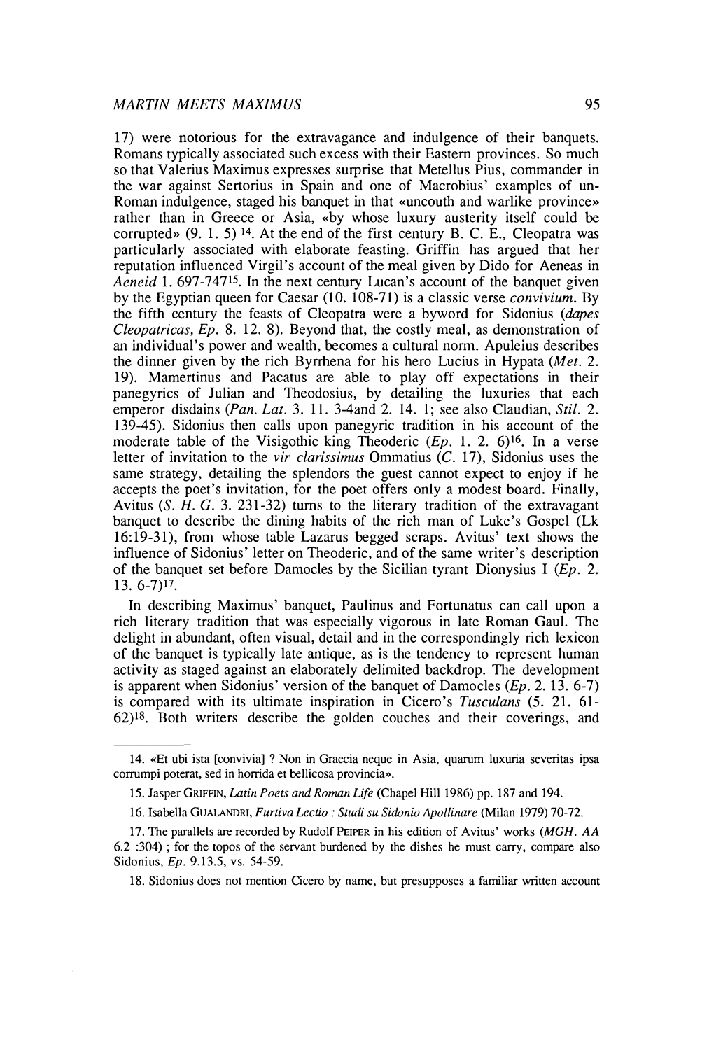17) were notorious for the extravagance and indulgence of their banquets. Romans typically associated such excess with their Eastern provinces. So much so that Valerius Maximus expresses surprise that Metellus Pius, commander in the war against Sertorius in Spain and one of Macrobius' examples of un-Roman indulgence, staged his banquet in that «uncouth and warlike province» rather than in Greece or Asia, «by whose luxury austerity itself could be corrupted» (9. 1. 5) [14]. At the end of the first century B. C. E., Cleopatra was particularly associated with elaborate feasting. Griffin has argued that her reputation influenced Virgil's account of the meal given by Dido for Aeneas in *Aeneid* 1. 697-747[15]. In the next century Lucan's account of the banquet given by the Egyptian queen for Caesar (10. 108-71) is a classic verse *convivium*. By the fifth century the feasts of Cleopatra were a byword for Sidonius (*dapes Cleopatricas, Ep.* 8. 12. 8). Beyond that, the costly meal, as demonstration of an individual's power and wealth, becomes a cultural norm. Apuleius describes the dinner given by the rich Byrrhena for his hero Lucius in Hypata (*Met.* 2. 19). Mamertinus and Pacatus are able to play off expectations in their panegyrics of Julian and Theodosius, by detailing the luxuries that each emperor disdains (*Pan. Lat.* 3. 11. 3-4and 2. 14. 1; see also Claudian, *Stil.* 2. 139-45). Sidonius then calls upon panegyric tradition in his account of the moderate table of the Visigothic king Theoderic (*Ep.* 1. 2. 6)[16]. In a verse letter of invitation to the *vir clarissimus* Ommatius (*C.* 17), Sidonius uses the same strategy, detailing the splendors the guest cannot expect to enjoy if he accepts the poet's invitation, for the poet offers only a modest board. Finally, Avitus (*S. H. G.* 3. 231-32) turns to the literary tradition of the extravagant banquet to describe the dining habits of the rich man of Luke's Gospel (Lk 16:19-31), from whose table Lazarus begged scraps. Avitus' text shows the influence of Sidonius' letter on Theoderic, and of the same writer's description of the banquet set before Damocles by the Sicilian tyrant Dionysius I (*Ep.* 2. 13. 6-7)[17].

In describing Maximus' banquet, Paulinus and Fortunatus can call upon a rich literary tradition that was especially vigorous in late Roman Gaul. The delight in abundant, often visual, detail and in the correspondingly rich lexicon of the banquet is typically late antique, as is the tendency to represent human activity as staged against an elaborately delimited backdrop. The development is apparent when Sidonius' version of the banquet of Damocles (*Ep.* 2. 13. 6-7) is compared with its ultimate inspiration in Cicero's *Tusculans* (5. 21. 61-62)[18]. Both writers describe the golden couches and their coverings, and

---

14. «Et ubi ista [convivia] ? Non in Graecia neque in Asia, quarum luxuria severitas ipsa corrumpi poterat, sed in horrida et bellicosa provincia».

15. Jasper Griffin, *Latin Poets and Roman Life* (Chapel Hill 1986) pp. 187 and 194.

16. Isabella Gualandri, *Furtiva Lectio : Studi su Sidonio Apollinare* (Milan 1979) 70-72.

17. The parallels are recorded by Rudolf Peiper in his edition of Avitus' works (*MGH. AA* 6.2 :304) ; for the topos of the servant burdened by the dishes he must carry, compare also Sidonius, *Ep.* 9.13.5, vs. 54-59.

18. Sidonius does not mention Cicero by name, but presupposes a familiar written account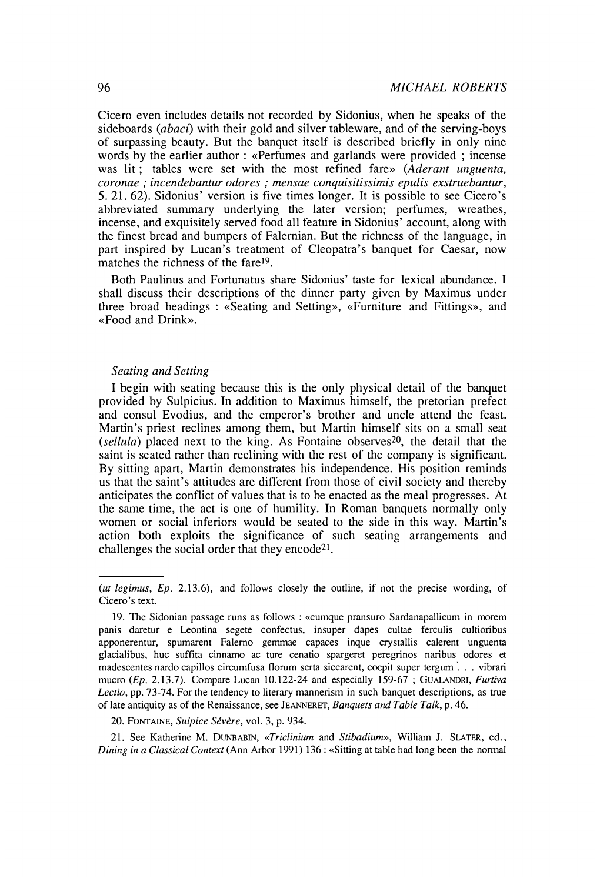Cicero even includes details not recorded by Sidonius, when he speaks of the sideboards (*abaci*) with their gold and silver tableware, and of the serving-boys of surpassing beauty. But the banquet itself is described briefly in only nine words by the earlier author : «Perfumes and garlands were provided ; incense was lit ; tables were set with the most refined fare» (*Aderant unguenta, coronae ; incendebantur odores ; mensae conquisitissimis epulis exstruebantur*, 5. 21. 62). Sidonius' version is five times longer. It is possible to see Cicero's abbreviated summary underlying the later version; perfumes, wreathes, incense, and exquisitely served food all feature in Sidonius' account, along with the finest bread and bumpers of Falernian. But the richness of the language, in part inspired by Lucan's treatment of Cleopatra's banquet for Caesar, now matches the richness of the fare[19].

Both Paulinus and Fortunatus share Sidonius' taste for lexical abundance. I shall discuss their descriptions of the dinner party given by Maximus under three broad headings : «Seating and Setting», «Furniture and Fittings», and «Food and Drink».

### *Seating and Setting*

I begin with seating because this is the only physical detail of the banquet provided by Sulpicius. In addition to Maximus himself, the pretorian prefect and consul Evodius, and the emperor's brother and uncle attend the feast. Martin's priest reclines among them, but Martin himself sits on a small seat (*sellula*) placed next to the king. As Fontaine observes[20], the detail that the saint is seated rather than reclining with the rest of the company is significant. By sitting apart, Martin demonstrates his independence. His position reminds us that the saint's attitudes are different from those of civil society and thereby anticipates the conflict of values that is to be enacted as the meal progresses. At the same time, the act is one of humility. In Roman banquets normally only women or social inferiors would be seated to the side in this way. Martin's action both exploits the significance of such seating arrangements and challenges the social order that they encode[21].

---

(*ut legimus*, *Ep.* 2.13.6), and follows closely the outline, if not the precise wording, of Cicero's text.

19. The Sidonian passage runs as follows : «cumque pransuro Sardanapallicum in morem panis daretur e Leontina segete confectus, insuper dapes cultae ferculis cultioribus apponerentur, spumarent Falerno gemmae capaces inque crystallis calerent unguenta glacialibus, huc suffita cinnamo ac ture cenatio spargeret peregrinos naribus odores et madescentes nardo capillos circumfusa florum serta siccarent, coepit super tergum . . . vibrari mucro (*Ep.* 2.13.7). Compare Lucan 10.122-24 and especially 159-67 ; GUALANDRI, *Furtiva Lectio*, pp. 73-74. For the tendency to literary mannerism in such banquet descriptions, as true of late antiquity as of the Renaissance, see JEANNERET, *Banquets and Table Talk*, p. 46.

20. FONTAINE, *Sulpice Sévère*, vol. 3, p. 934.

21. See Katherine M. DUNBABIN, «*Triclinium* and *Stibadium*», William J. SLATER, ed., *Dining in a Classical Context* (Ann Arbor 1991) 136 : «Sitting at table had long been the normal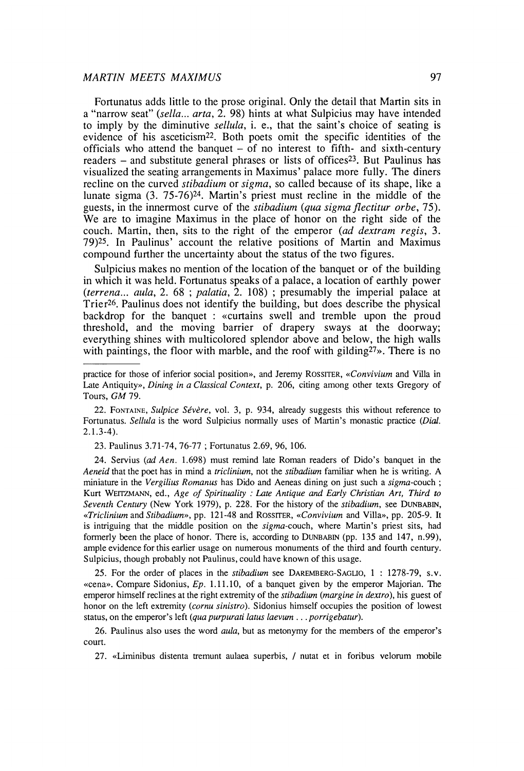Fortunatus adds little to the prose original. Only the detail that Martin sits in a "narrow seat" (*sella... arta*, 2. 98) hints at what Sulpicius may have intended to imply by the diminutive *sellula*, i. e., that the saint's choice of seating is evidence of his asceticism[22]. Both poets omit the specific identities of the officials who attend the banquet – of no interest to fifth- and sixth-century readers – and substitute general phrases or lists of offices[23]. But Paulinus has visualized the seating arrangements in Maximus' palace more fully. The diners recline on the curved *stibadium* or *sigma*, so called because of its shape, like a lunate sigma (3. 75-76)[24]. Martin's priest must recline in the middle of the guests, in the innermost curve of the *stibadium* (*qua sigma flectitur orbe*, 75). We are to imagine Maximus in the place of honor on the right side of the couch. Martin, then, sits to the right of the emperor (*ad dextram regis*, 3. 79)[25]. In Paulinus' account the relative positions of Martin and Maximus compound further the uncertainty about the status of the two figures.

Sulpicius makes no mention of the location of the banquet or of the building in which it was held. Fortunatus speaks of a palace, a location of earthly power (*terrena... aula*, 2. 68 ; *palatia*, 2. 108) ; presumably the imperial palace at Trier[26]. Paulinus does not identify the building, but does describe the physical backdrop for the banquet : «curtains swell and tremble upon the proud threshold, and the moving barrier of drapery sways at the doorway; everything shines with multicolored splendor above and below, the high walls with paintings, the floor with marble, and the roof with gilding[27]». There is no

---

practice for those of inferior social position», and Jeremy ROSSITER, «*Convivium* and Villa in Late Antiquity», *Dining in a Classical Context*, p. 206, citing among other texts Gregory of Tours, *GM* 79.

22. FONTAINE, *Sulpice Sévère*, vol. 3, p. 934, already suggests this without reference to Fortunatus. *Sellula* is the word Sulpicius normally uses of Martin's monastic practice (*Dial.* 2.1.3-4).

23. Paulinus 3.71-74, 76-77 ; Fortunatus 2.69, 96, 106.

24. Servius (*ad Aen.* 1.698) must remind late Roman readers of Dido's banquet in the *Aeneid* that the poet has in mind a *triclinium*, not the *stibadium* familiar when he is writing. A miniature in the *Vergilius Romanus* has Dido and Aeneas dining on just such a *sigma*-couch ; Kurt WEITZMANN, ed., *Age of Spirituality : Late Antique and Early Christian Art, Third to Seventh Century* (New York 1979), p. 228. For the history of the *stibadium*, see DUNBABIN, «*Triclinium* and *Stibadium*», pp. 121-48 and ROSSITER, «*Convivium* and Villa», pp. 205-9. It is intriguing that the middle position on the *sigma*-couch, where Martin's priest sits, had formerly been the place of honor. There is, according to DUNBABIN (pp. 135 and 147, n.99), ample evidence for this earlier usage on numerous monuments of the third and fourth century. Sulpicius, though probably not Paulinus, could have known of this usage.

25. For the order of places in the *stibadium* see DAREMBERG-SAGLIO, 1 : 1278-79, s.v. «cena». Compare Sidonius, *Ep.* 1.11.10, of a banquet given by the emperor Majorian. The emperor himself reclines at the right extremity of the *stibadium* (*margine in dextro*), his guest of honor on the left extremity (*cornu sinistro*). Sidonius himself occupies the position of lowest status, on the emperor's left (*qua purpurati latus laevum . . . porrigebatur*).

26. Paulinus also uses the word *aula*, but as metonymy for the members of the emperor's court.

27. «Liminibus distenta tremunt aulaea superbis, / nutat et in foribus velorum mobile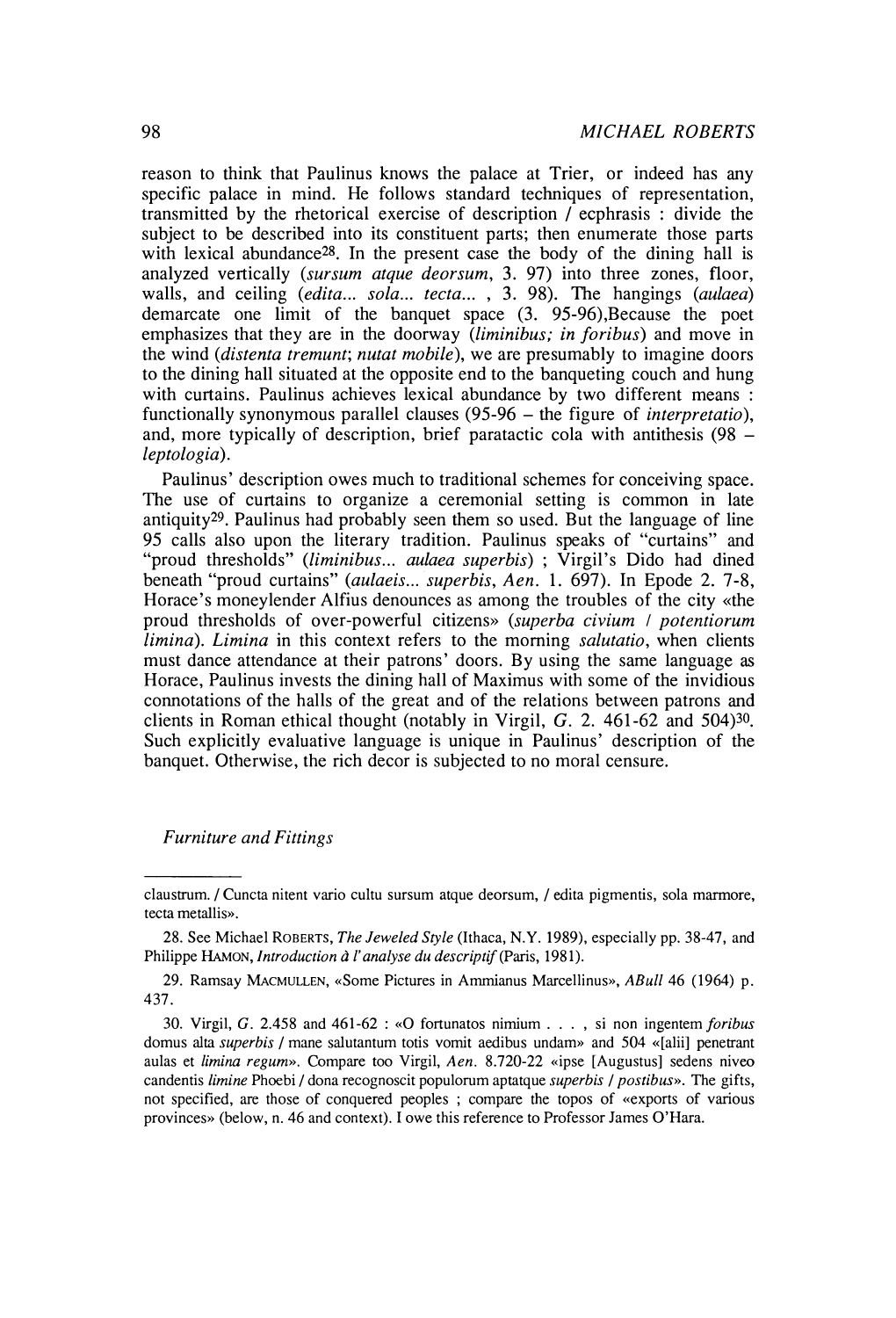reason to think that Paulinus knows the palace at Trier, or indeed has any specific palace in mind. He follows standard techniques of representation, transmitted by the rhetorical exercise of description / ecphrasis : divide the subject to be described into its constituent parts; then enumerate those parts with lexical abundance[28]. In the present case the body of the dining hall is analyzed vertically (*sursum atque deorsum*, 3. 97) into three zones, floor, walls, and ceiling (*edita... sola... tecta...* , 3. 98). The hangings (*aulaea*) demarcate one limit of the banquet space (3. 95-96),Because the poet emphasizes that they are in the doorway (*liminibus; in foribus*) and move in the wind (*distenta tremunt*; *nutat mobile*), we are presumably to imagine doors to the dining hall situated at the opposite end to the banqueting couch and hung with curtains. Paulinus achieves lexical abundance by two different means : functionally synonymous parallel clauses (95-96 – the figure of *interpretatio*), and, more typically of description, brief paratactic cola with antithesis (98 – *leptologia*).

Paulinus' description owes much to traditional schemes for conceiving space. The use of curtains to organize a ceremonial setting is common in late antiquity[29]. Paulinus had probably seen them so used. But the language of line 95 calls also upon the literary tradition. Paulinus speaks of "curtains" and "proud thresholds" (*liminibus... aulaea superbis*) ; Virgil's Dido had dined beneath "proud curtains" (*aulaeis... superbis*, *Aen.* 1. 697). In Epode 2. 7-8, Horace's moneylender Alfius denounces as among the troubles of the city «the proud thresholds of over-powerful citizens» (*superba civium / potentiorum limina*). *Limina* in this context refers to the morning *salutatio*, when clients must dance attendance at their patrons' doors. By using the same language as Horace, Paulinus invests the dining hall of Maximus with some of the invidious connotations of the halls of the great and of the relations between patrons and clients in Roman ethical thought (notably in Virgil, *G.* 2. 461-62 and 504)[30]. Such explicitly evaluative language is unique in Paulinus' description of the banquet. Otherwise, the rich decor is subjected to no moral censure.

*Furniture and Fittings*

---

claustrum. / Cuncta nitent vario cultu sursum atque deorsum, / edita pigmentis, sola marmore, tecta metallis».

28. See Michael ROBERTS, *The Jeweled Style* (Ithaca, N.Y. 1989), especially pp. 38-47, and Philippe HAMON, *Introduction à l'analyse du descriptif* (Paris, 1981).

29. Ramsay MACMULLEN, «Some Pictures in Ammianus Marcellinus», *ABull* 46 (1964) p. 437.

30. Virgil, *G.* 2.458 and 461-62 : «O fortunatos nimium . . . , si non ingentem *foribus* domus alta *superbis* / mane salutantum totis vomit aedibus undam» and 504 «[alii] penetrant aulas et *limina regum*». Compare too Virgil, *Aen.* 8.720-22 «ipse [Augustus] sedens niveo candentis *limine* Phoebi / dona recognoscit populorum aptatque *superbis / postibus*». The gifts, not specified, are those of conquered peoples ; compare the topos of «exports of various provinces» (below, n. 46 and context). I owe this reference to Professor James O'Hara.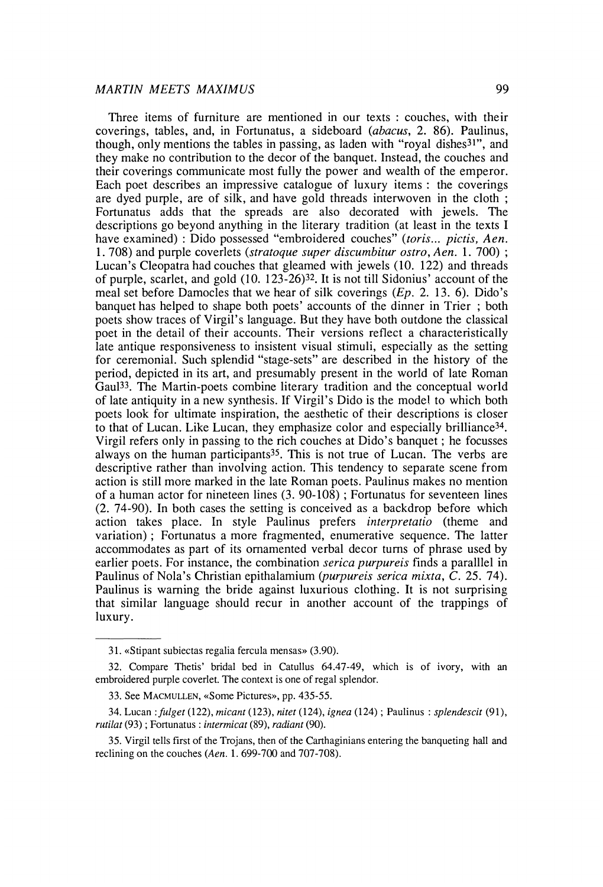Three items of furniture are mentioned in our texts : couches, with their coverings, tables, and, in Fortunatus, a sideboard (*abacus*, 2. 86). Paulinus, though, only mentions the tables in passing, as laden with "royal dishes[31]", and they make no contribution to the decor of the banquet. Instead, the couches and their coverings communicate most fully the power and wealth of the emperor. Each poet describes an impressive catalogue of luxury items : the coverings are dyed purple, are of silk, and have gold threads interwoven in the cloth ; Fortunatus adds that the spreads are also decorated with jewels. The descriptions go beyond anything in the literary tradition (at least in the texts I have examined) : Dido possessed "embroidered couches" (*toris... pictis, Aen.* 1. 708) and purple coverlets (*stratoque super discumbitur ostro, Aen.* 1. 700) ; Lucan's Cleopatra had couches that gleamed with jewels (10. 122) and threads of purple, scarlet, and gold (10. 123-26)[32]. It is not till Sidonius' account of the meal set before Damocles that we hear of silk coverings (*Ep.* 2. 13. 6). Dido's banquet has helped to shape both poets' accounts of the dinner in Trier ; both poets show traces of Virgil's language. But they have both outdone the classical poet in the detail of their accounts. Their versions reflect a characteristically late antique responsiveness to insistent visual stimuli, especially as the setting for ceremonial. Such splendid "stage-sets" are described in the history of the period, depicted in its art, and presumably present in the world of late Roman Gaul[33]. The Martin-poets combine literary tradition and the conceptual world of late antiquity in a new synthesis. If Virgil's Dido is the model to which both poets look for ultimate inspiration, the aesthetic of their descriptions is closer to that of Lucan. Like Lucan, they emphasize color and especially brilliance[34]. Virgil refers only in passing to the rich couches at Dido's banquet ; he focusses always on the human participants[35]. This is not true of Lucan. The verbs are descriptive rather than involving action. This tendency to separate scene from action is still more marked in the late Roman poets. Paulinus makes no mention of a human actor for nineteen lines (3. 90-108) ; Fortunatus for seventeen lines (2. 74-90). In both cases the setting is conceived as a backdrop before which action takes place. In style Paulinus prefers *interpretatio* (theme and variation) ; Fortunatus a more fragmented, enumerative sequence. The latter accommodates as part of its ornamented verbal decor turns of phrase used by earlier poets. For instance, the combination *serica purpureis* finds a paralllel in Paulinus of Nola's Christian epithalamium (*purpureis serica mixta, C.* 25. 74). Paulinus is warning the bride against luxurious clothing. It is not surprising that similar language should recur in another account of the trappings of luxury.

---

31. «Stipant subiectas regalia fercula mensas» (3.90).

32. Compare Thetis' bridal bed in Catullus 64.47-49, which is of ivory, with an embroidered purple coverlet. The context is one of regal splendor.

33. See MACMULLEN, «Some Pictures», pp. 435-55.

34. Lucan : *fulget* (122), *micant* (123), *nitet* (124), *ignea* (124) ; Paulinus : *splendescit* (91), *rutilat* (93) ; Fortunatus : *intermicat* (89), *radiant* (90).

35. Virgil tells first of the Trojans, then of the Carthaginians entering the banqueting hall and reclining on the couches (*Aen.* 1. 699-700 and 707-708).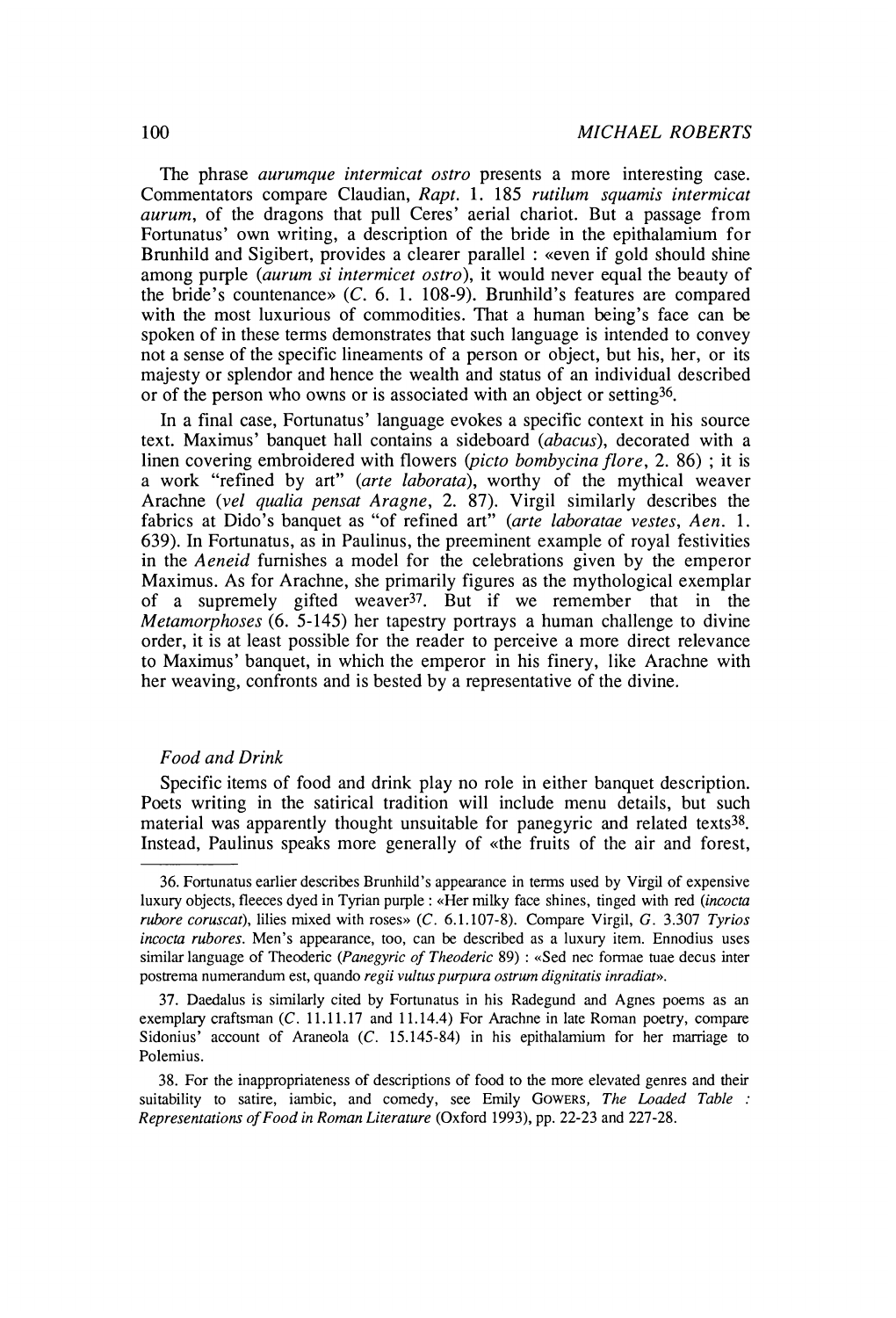The phrase *aurumque intermicat ostro* presents a more interesting case. Commentators compare Claudian, *Rapt.* 1. 185 *rutilum squamis intermicat aurum*, of the dragons that pull Ceres' aerial chariot. But a passage from Fortunatus' own writing, a description of the bride in the epithalamium for Brunhild and Sigibert, provides a clearer parallel : «even if gold should shine among purple (*aurum si intermicet ostro*), it would never equal the beauty of the bride's countenance» (*C.* 6. 1. 108-9). Brunhild's features are compared with the most luxurious of commodities. That a human being's face can be spoken of in these terms demonstrates that such language is intended to convey not a sense of the specific lineaments of a person or object, but his, her, or its majesty or splendor and hence the wealth and status of an individual described or of the person who owns or is associated with an object or setting[36].

In a final case, Fortunatus' language evokes a specific context in his source text. Maximus' banquet hall contains a sideboard (*abacus*), decorated with a linen covering embroidered with flowers (*picto bombycina flore*, 2. 86) ; it is a work "refined by art" (*arte laborata*), worthy of the mythical weaver Arachne (*vel qualia pensat Aragne*, 2. 87). Virgil similarly describes the fabrics at Dido's banquet as "of refined art" (*arte laboratae vestes*, *Aen.* 1. 639). In Fortunatus, as in Paulinus, the preeminent example of royal festivities in the *Aeneid* furnishes a model for the celebrations given by the emperor Maximus. As for Arachne, she primarily figures as the mythological exemplar of a supremely gifted weaver[37]. But if we remember that in the *Metamorphoses* (6. 5-145) her tapestry portrays a human challenge to divine order, it is at least possible for the reader to perceive a more direct relevance to Maximus' banquet, in which the emperor in his finery, like Arachne with her weaving, confronts and is bested by a representative of the divine.

### *Food and Drink*

Specific items of food and drink play no role in either banquet description. Poets writing in the satirical tradition will include menu details, but such material was apparently thought unsuitable for panegyric and related texts[38]. Instead, Paulinus speaks more generally of «the fruits of the air and forest,

---

36. Fortunatus earlier describes Brunhild's appearance in terms used by Virgil of expensive luxury objects, fleeces dyed in Tyrian purple : «Her milky face shines, tinged with red (*incocta rubore coruscat*), lilies mixed with roses» (*C.* 6.1.107-8). Compare Virgil, *G.* 3.307 *Tyrios incocta rubores*. Men's appearance, too, can be described as a luxury item. Ennodius uses similar language of Theoderic (*Panegyric of Theoderic* 89) : «Sed nec formae tuae decus inter postrema numerandum est, quando *regii vultus purpura ostrum dignitatis inradiat*».

37. Daedalus is similarly cited by Fortunatus in his Radegund and Agnes poems as an exemplary craftsman (*C.* 11.11.17 and 11.14.4) For Arachne in late Roman poetry, compare Sidonius' account of Araneola (*C.* 15.145-84) in his epithalamium for her marriage to Polemius.

38. For the inappropriateness of descriptions of food to the more elevated genres and their suitability to satire, iambic, and comedy, see Emily GOWERS, *The Loaded Table : Representations of Food in Roman Literature* (Oxford 1993), pp. 22-23 and 227-28.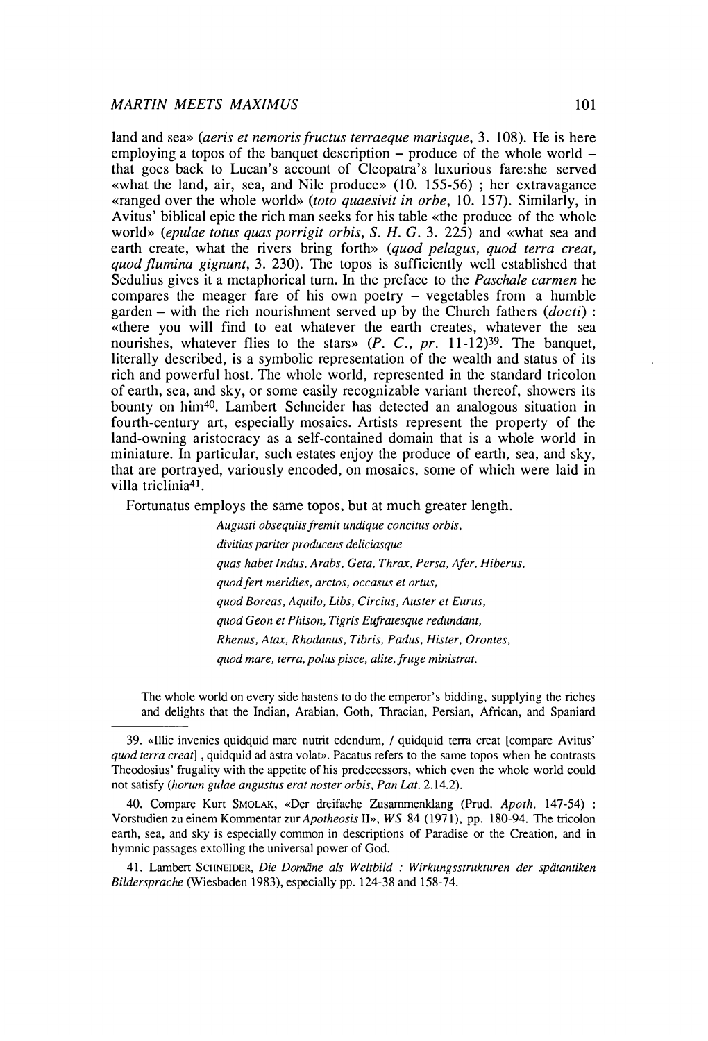land and sea» (*aeris et nemoris fructus terraeque marisque*, 3. 108). He is here employing a topos of the banquet description – produce of the whole world – that goes back to Lucan's account of Cleopatra's luxurious fare:she served «what the land, air, sea, and Nile produce» (10. 155-56) ; her extravagance «ranged over the whole world» (*toto quaesivit in orbe*, 10. 157). Similarly, in Avitus' biblical epic the rich man seeks for his table «the produce of the whole world» (*epulae totus quas porrigit orbis*, *S. H. G.* 3. 225) and «what sea and earth create, what the rivers bring forth» (*quod pelagus, quod terra creat, quod flumina gignunt*, 3. 230). The topos is sufficiently well established that Sedulius gives it a metaphorical turn. In the preface to the *Paschale carmen* he compares the meager fare of his own poetry – vegetables from a humble garden – with the rich nourishment served up by the Church fathers (*docti*) : «there you will find to eat whatever the earth creates, whatever the sea nourishes, whatever flies to the stars» (*P. C.*, *pr.* 11-12)[39]. The banquet, literally described, is a symbolic representation of the wealth and status of its rich and powerful host. The whole world, represented in the standard tricolon of earth, sea, and sky, or some easily recognizable variant thereof, showers its bounty on him[40]. Lambert Schneider has detected an analogous situation in fourth-century art, especially mosaics. Artists represent the property of the land-owning aristocracy as a self-contained domain that is a whole world in miniature. In particular, such estates enjoy the produce of earth, sea, and sky, that are portrayed, variously encoded, on mosaics, some of which were laid in villa triclinia[41].

Fortunatus employs the same topos, but at much greater length.

> *Augusti obsequiis fremit undique concitus orbis,*
> *divitias pariter producens deliciasque*
> *quas habet Indus, Arabs, Geta, Thrax, Persa, Afer, Hiberus,*
> *quod fert meridies, arctos, occasus et ortus,*
> *quod Boreas, Aquilo, Libs, Circius, Auster et Eurus,*
> *quod Geon et Phison, Tigris Eufratesque redundant,*
> *Rhenus, Atax, Rhodanus, Tibris, Padus, Hister, Orontes,*
> *quod mare, terra, polus pisce, alite, fruge ministrat.*

The whole world on every side hastens to do the emperor's bidding, supplying the riches and delights that the Indian, Arabian, Goth, Thracian, Persian, African, and Spaniard

---

39. «Illic invenies quidquid mare nutrit edendum, / quidquid terra creat [compare Avitus' *quod terra creat*] , quidquid ad astra volat». Pacatus refers to the same topos when he contrasts Theodosius' frugality with the appetite of his predecessors, which even the whole world could not satisfy (*horum gulae angustus erat noster orbis*, *Pan Lat.* 2.14.2).

40. Compare Kurt SMOLAK, «Der dreifache Zusammenklang (Prud. *Apoth.* 147-54) : Vorstudien zu einem Kommentar zur *Apotheosis* II», *WS* 84 (1971), pp. 180-94. The tricolon earth, sea, and sky is especially common in descriptions of Paradise or the Creation, and in hymnic passages extolling the universal power of God.

41. Lambert SCHNEIDER, *Die Domäne als Weltbild : Wirkungsstrukturen der spätantiken Bildersprache* (Wiesbaden 1983), especially pp. 124-38 and 158-74.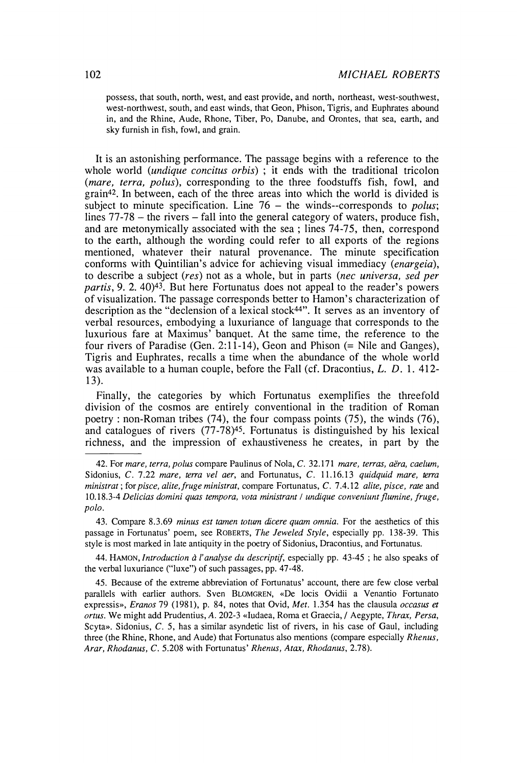possess, that south, north, west, and east provide, and north, northeast, west-southwest, west-northwest, south, and east winds, that Geon, Phison, Tigris, and Euphrates abound in, and the Rhine, Aude, Rhone, Tiber, Po, Danube, and Orontes, that sea, earth, and sky furnish in fish, fowl, and grain.

It is an astonishing performance. The passage begins with a reference to the whole world (*undique concitus orbis*) ; it ends with the traditional tricolon (*mare, terra, polus*), corresponding to the three foodstuffs fish, fowl, and grain[42]. In between, each of the three areas into which the world is divided is subject to minute specification. Line 76 – the winds--corresponds to *polus*; lines 77-78 – the rivers – fall into the general category of waters, produce fish, and are metonymically associated with the sea ; lines 74-75, then, correspond to the earth, although the wording could refer to all exports of the regions mentioned, whatever their natural provenance. The minute specification conforms with Quintilian's advice for achieving visual immediacy (*enargeia*), to describe a subject (*res*) not as a whole, but in parts (*nec universa, sed per partis*, 9. 2. 40)[43]. But here Fortunatus does not appeal to the reader's powers of visualization. The passage corresponds better to Hamon's characterization of description as the "declension of a lexical stock[44]". It serves as an inventory of verbal resources, embodying a luxuriance of language that corresponds to the luxurious fare at Maximus' banquet. At the same time, the reference to the four rivers of Paradise (Gen. 2:11-14), Geon and Phison (= Nile and Ganges), Tigris and Euphrates, recalls a time when the abundance of the whole world was available to a human couple, before the Fall (cf. Dracontius, *L. D.* 1. 412-13).

Finally, the categories by which Fortunatus exemplifies the threefold division of the cosmos are entirely conventional in the tradition of Roman poetry : non-Roman tribes (74), the four compass points (75), the winds (76), and catalogues of rivers (77-78)[45]. Fortunatus is distinguished by his lexical richness, and the impression of exhaustiveness he creates, in part by the

42. For *mare, terra, polus* compare Paulinus of Nola, *C.* 32.171 *mare, terras, aëra, caelum*, Sidonius, *C.* 7.22 *mare, terra vel aer*, and Fortunatus, *C.* 11.16.13 *quidquid mare, terra ministrat* ; for *pisce, alite, fruge ministrat*, compare Fortunatus, *C.* 7.4.12 *alite, pisce, rate* and 10.18.3-4 *Delicias domini quas tempora, vota ministrant / undique conveniunt flumine, fruge, polo*.

43. Compare 8.3.69 *minus est tamen totum dicere quam omnia*. For the aesthetics of this passage in Fortunatus' poem, see ROBERTS, *The Jeweled Style*, especially pp. 138-39. This style is most marked in late antiquity in the poetry of Sidonius, Dracontius, and Fortunatus.

44. HAMON, *Introduction à l'analyse du descriptif*, especially pp. 43-45 ; he also speaks of the verbal luxuriance ("luxe") of such passages, pp. 47-48.

45. Because of the extreme abbreviation of Fortunatus' account, there are few close verbal parallels with earlier authors. Sven BLOMGREN, «De locis Ovidii a Venantio Fortunato expressis», *Eranos* 79 (1981), p. 84, notes that Ovid, *Met.* 1.354 has the clausula *occasus et ortus*. We might add Prudentius, *A.* 202-3 «Iudaea, Roma et Graecia, / Aegypte, *Thrax, Persa*, Scyta». Sidonius, *C.* 5, has a similar asyndetic list of rivers, in his case of Gaul, including three (the Rhine, Rhone, and Aude) that Fortunatus also mentions (compare especially *Rhenus, Arar, Rhodanus*, *C.* 5.208 with Fortunatus' *Rhenus, Atax, Rhodanus*, 2.78).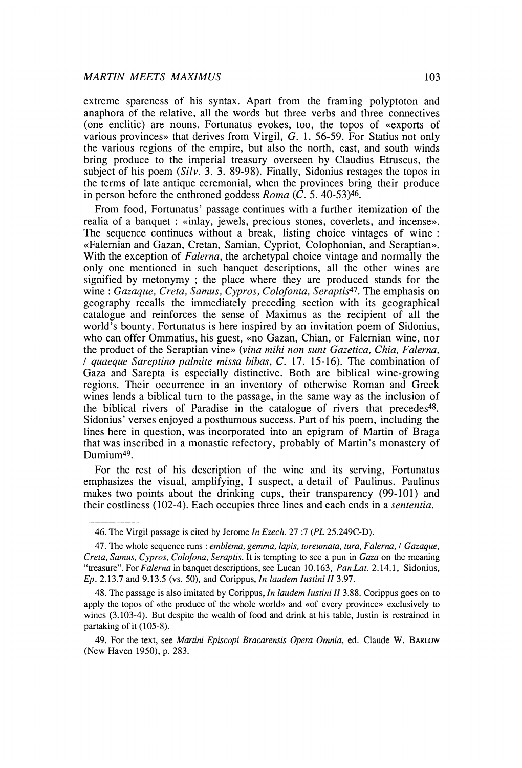extreme spareness of his syntax. Apart from the framing polyptoton and anaphora of the relative, all the words but three verbs and three connectives (one enclitic) are nouns. Fortunatus evokes, too, the topos of «exports of various provinces» that derives from Virgil, *G.* 1. 56-59. For Statius not only the various regions of the empire, but also the north, east, and south winds bring produce to the imperial treasury overseen by Claudius Etruscus, the subject of his poem (*Silv.* 3. 3. 89-98). Finally, Sidonius restages the topos in the terms of late antique ceremonial, when the provinces bring their produce in person before the enthroned goddess *Roma* (*C.* 5. 40-53)[46].

From food, Fortunatus' passage continues with a further itemization of the realia of a banquet : «inlay, jewels, precious stones, coverlets, and incense». The sequence continues without a break, listing choice vintages of wine : «Falernian and Gazan, Cretan, Samian, Cypriot, Colophonian, and Seraptian». With the exception of *Falerna*, the archetypal choice vintage and normally the only one mentioned in such banquet descriptions, all the other wines are signified by metonymy ; the place where they are produced stands for the wine : *Gazaque, Creta, Samus, Cypros, Colofonta, Seraptis*[47]. The emphasis on geography recalls the immediately preceding section with its geographical catalogue and reinforces the sense of Maximus as the recipient of all the world's bounty. Fortunatus is here inspired by an invitation poem of Sidonius, who can offer Ommatius, his guest, «no Gazan, Chian, or Falernian wine, nor the product of the Seraptian vine» (*vina mihi non sunt Gazetica, Chia, Falerna, / quaeque Sareptino palmite missa bibas*, *C.* 17. 15-16). The combination of Gaza and Sarepta is especially distinctive. Both are biblical wine-growing regions. Their occurrence in an inventory of otherwise Roman and Greek wines lends a biblical turn to the passage, in the same way as the inclusion of the biblical rivers of Paradise in the catalogue of rivers that precedes[48]. Sidonius' verses enjoyed a posthumous success. Part of his poem, including the lines here in question, was incorporated into an epigram of Martin of Braga that was inscribed in a monastic refectory, probably of Martin's monastery of Dumium[49].

For the rest of his description of the wine and its serving, Fortunatus emphasizes the visual, amplifying, I suspect, a detail of Paulinus. Paulinus makes two points about the drinking cups, their transparency (99-101) and their costliness (102-4). Each occupies three lines and each ends in a *sententia*.

---

46. The Virgil passage is cited by Jerome *In Ezech.* 27 :7 (*PL* 25.249C-D).

47. The whole sequence runs : *emblema, gemma, lapis, toreumata, tura, Falerna, / Gazaque, Creta, Samus, Cypros, Colofona, Seraptis*. It is tempting to see a pun in *Gaza* on the meaning "treasure". For *Falerna* in banquet descriptions, see Lucan 10.163, *Pan.Lat.* 2.14.1, Sidonius, *Ep.* 2.13.7 and 9.13.5 (vs. 50), and Corippus, *In laudem Iustini II* 3.97.

48. The passage is also imitated by Corippus, *In laudem Iustini II* 3.88. Corippus goes on to apply the topos of «the produce of the whole world» and «of every province» exclusively to wines (3.103-4). But despite the wealth of food and drink at his table, Justin is restrained in partaking of it (105-8).

49. For the text, see *Martini Episcopi Bracarensis Opera Omnia*, ed. Claude W. BARLOW (New Haven 1950), p. 283.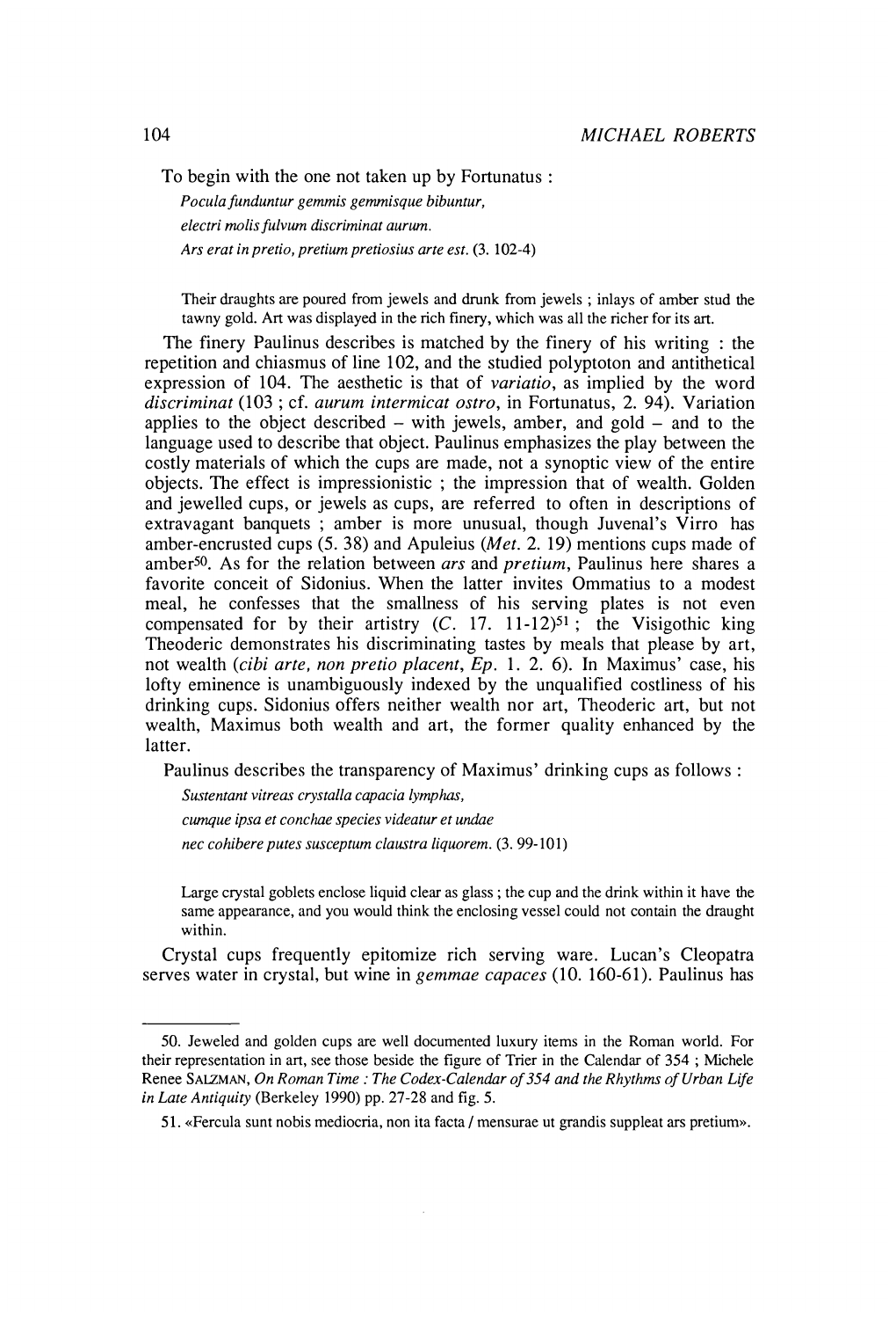To begin with the one not taken up by Fortunatus :

*Pocula funduntur gemmis gemmisque bibuntur,*
*electri molis fulvum discriminat aurum.*
*Ars erat in pretio, pretium pretiosius arte est.* (3. 102-4)

Their draughts are poured from jewels and drunk from jewels ; inlays of amber stud the tawny gold. Art was displayed in the rich finery, which was all the richer for its art.

The finery Paulinus describes is matched by the finery of his writing : the repetition and chiasmus of line 102, and the studied polyptoton and antithetical expression of 104. The aesthetic is that of *variatio*, as implied by the word *discriminat* (103 ; cf. *aurum intermicat ostro*, in Fortunatus, 2. 94). Variation applies to the object described – with jewels, amber, and gold – and to the language used to describe that object. Paulinus emphasizes the play between the costly materials of which the cups are made, not a synoptic view of the entire objects. The effect is impressionistic ; the impression that of wealth. Golden and jewelled cups, or jewels as cups, are referred to often in descriptions of extravagant banquets ; amber is more unusual, though Juvenal's Virro has amber-encrusted cups (5. 38) and Apuleius (*Met.* 2. 19) mentions cups made of amber[50]. As for the relation between *ars* and *pretium*, Paulinus here shares a favorite conceit of Sidonius. When the latter invites Ommatius to a modest meal, he confesses that the smallness of his serving plates is not even compensated for by their artistry (*C.* 17. 11-12)[51] ; the Visigothic king Theoderic demonstrates his discriminating tastes by meals that please by art, not wealth (*cibi arte, non pretio placent*, *Ep.* 1. 2. 6). In Maximus' case, his lofty eminence is unambiguously indexed by the unqualified costliness of his drinking cups. Sidonius offers neither wealth nor art, Theoderic art, but not wealth, Maximus both wealth and art, the former quality enhanced by the latter.

Paulinus describes the transparency of Maximus' drinking cups as follows :

*Sustentant vitreas crystalla capacia lymphas,*
*cumque ipsa et conchae species videatur et undae*
*nec cohibere putes susceptum claustra liquorem.* (3. 99-101)

Large crystal goblets enclose liquid clear as glass ; the cup and the drink within it have the same appearance, and you would think the enclosing vessel could not contain the draught within.

Crystal cups frequently epitomize rich serving ware. Lucan's Cleopatra serves water in crystal, but wine in *gemmae capaces* (10. 160-61). Paulinus has

---

50. Jeweled and golden cups are well documented luxury items in the Roman world. For their representation in art, see those beside the figure of Trier in the Calendar of 354 ; Michele Renee SALZMAN, *On Roman Time : The Codex-Calendar of 354 and the Rhythms of Urban Life in Late Antiquity* (Berkeley 1990) pp. 27-28 and fig. 5.

51. «Fercula sunt nobis mediocria, non ita facta / mensurae ut grandis suppleat ars pretium».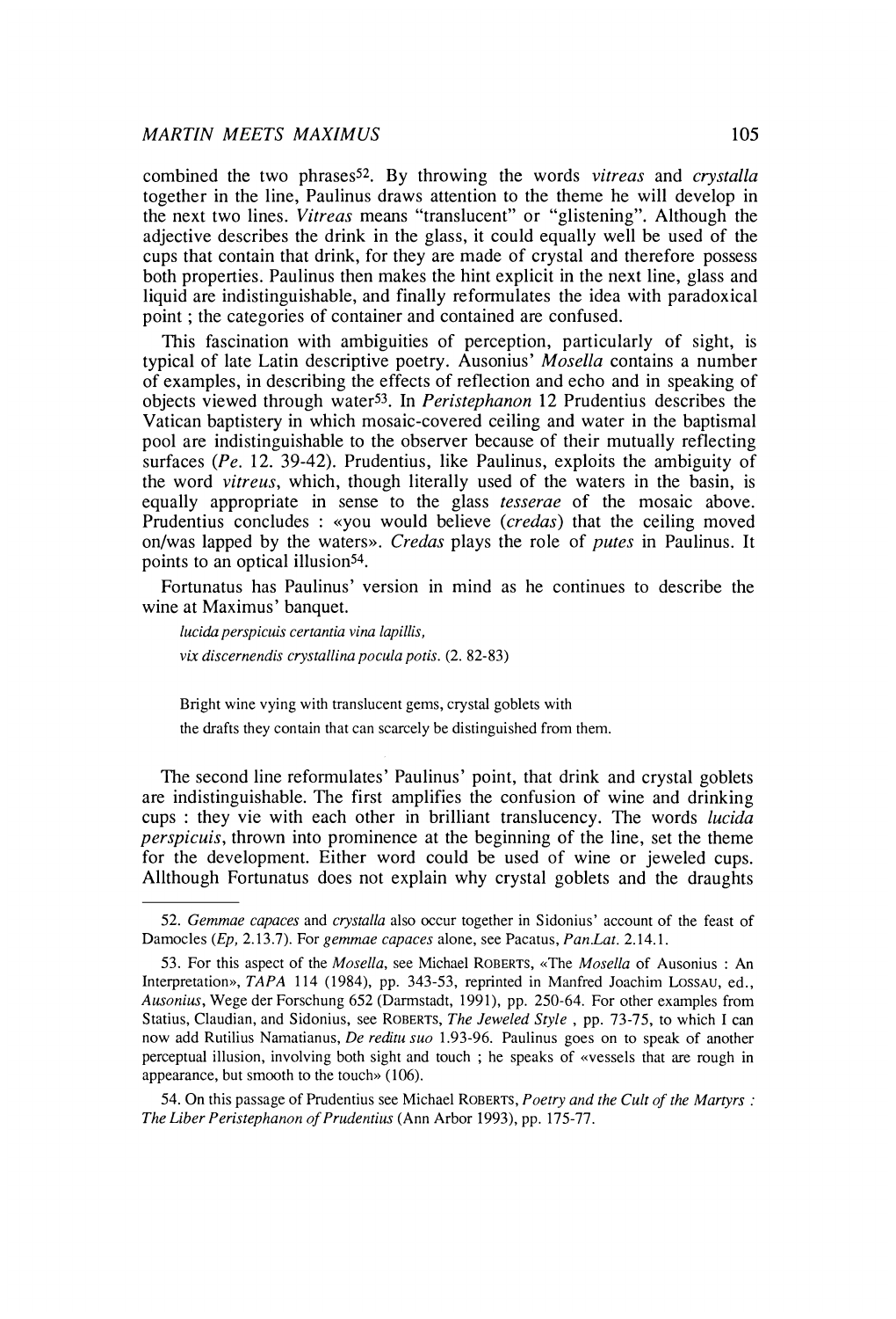combined the two phrases[52]. By throwing the words *vitreas* and *crystalla* together in the line, Paulinus draws attention to the theme he will develop in the next two lines. *Vitreas* means "translucent" or "glistening". Although the adjective describes the drink in the glass, it could equally well be used of the cups that contain that drink, for they are made of crystal and therefore possess both properties. Paulinus then makes the hint explicit in the next line, glass and liquid are indistinguishable, and finally reformulates the idea with paradoxical point ; the categories of container and contained are confused.

This fascination with ambiguities of perception, particularly of sight, is typical of late Latin descriptive poetry. Ausonius' *Mosella* contains a number of examples, in describing the effects of reflection and echo and in speaking of objects viewed through water[53]. In *Peristephanon* 12 Prudentius describes the Vatican baptistery in which mosaic-covered ceiling and water in the baptismal pool are indistinguishable to the observer because of their mutually reflecting surfaces (*Pe.* 12. 39-42). Prudentius, like Paulinus, exploits the ambiguity of the word *vitreus*, which, though literally used of the waters in the basin, is equally appropriate in sense to the glass *tesserae* of the mosaic above. Prudentius concludes : «you would believe (*credas*) that the ceiling moved on/was lapped by the waters». *Credas* plays the role of *putes* in Paulinus. It points to an optical illusion[54].

Fortunatus has Paulinus' version in mind as he continues to describe the wine at Maximus' banquet.

> *lucida perspicuis certantia vina lapillis,*
> *vix discernendis crystallina pocula potis.* (2. 82-83)
>
> Bright wine vying with translucent gems, crystal goblets with
> the drafts they contain that can scarcely be distinguished from them.

The second line reformulates' Paulinus' point, that drink and crystal goblets are indistinguishable. The first amplifies the confusion of wine and drinking cups : they vie with each other in brilliant translucency. The words *lucida perspicuis*, thrown into prominence at the beginning of the line, set the theme for the development. Either word could be used of wine or jeweled cups. Allthough Fortunatus does not explain why crystal goblets and the draughts

---

52. *Gemmae capaces* and *crystalla* also occur together in Sidonius' account of the feast of Damocles (*Ep,* 2.13.7). For *gemmae capaces* alone, see Pacatus, *Pan.Lat.* 2.14.1.

53. For this aspect of the *Mosella*, see Michael ROBERTS, «The *Mosella* of Ausonius : An Interpretation», *TAPA* 114 (1984), pp. 343-53, reprinted in Manfred Joachim LOSSAU, ed., *Ausonius*, Wege der Forschung 652 (Darmstadt, 1991), pp. 250-64. For other examples from Statius, Claudian, and Sidonius, see ROBERTS, *The Jeweled Style* , pp. 73-75, to which I can now add Rutilius Namatianus, *De reditu suo* 1.93-96. Paulinus goes on to speak of another perceptual illusion, involving both sight and touch ; he speaks of «vessels that are rough in appearance, but smooth to the touch» (106).

54. On this passage of Prudentius see Michael ROBERTS, *Poetry and the Cult of the Martyrs : The Liber Peristephanon of Prudentius* (Ann Arbor 1993), pp. 175-77.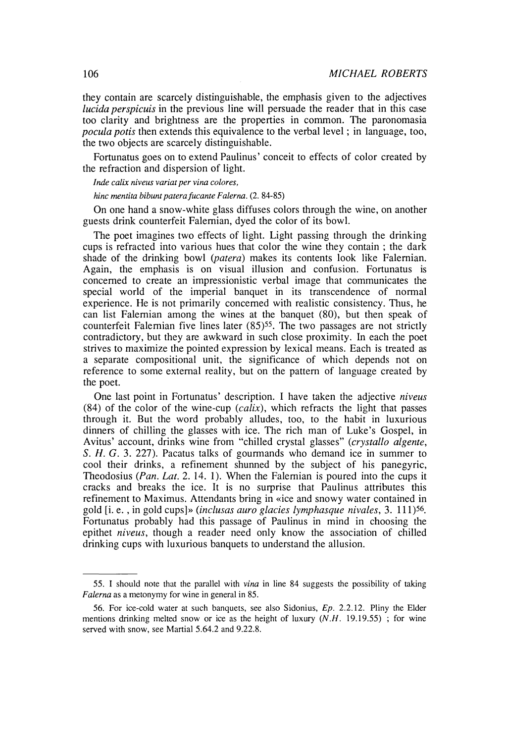they contain are scarcely distinguishable, the emphasis given to the adjectives *lucida perspicuis* in the previous line will persuade the reader that in this case too clarity and brightness are the properties in common. The paronomasia *pocula potis* then extends this equivalence to the verbal level ; in language, too, the two objects are scarcely distinguishable.

Fortunatus goes on to extend Paulinus' conceit to effects of color created by the refraction and dispersion of light.

*Inde calix niveus variat per vina colores,*

*hinc mentita bibunt patera fucante Falerna.* (2. 84-85)

On one hand a snow-white glass diffuses colors through the wine, on another guests drink counterfeit Falernian, dyed the color of its bowl.

The poet imagines two effects of light. Light passing through the drinking cups is refracted into various hues that color the wine they contain ; the dark shade of the drinking bowl (*patera*) makes its contents look like Falernian. Again, the emphasis is on visual illusion and confusion. Fortunatus is concerned to create an impressionistic verbal image that communicates the special world of the imperial banquet in its transcendence of normal experience. He is not primarily concerned with realistic consistency. Thus, he can list Falernian among the wines at the banquet (80), but then speak of counterfeit Falernian five lines later (85)[55]. The two passages are not strictly contradictory, but they are awkward in such close proximity. In each the poet strives to maximize the pointed expression by lexical means. Each is treated as a separate compositional unit, the significance of which depends not on reference to some external reality, but on the pattern of language created by the poet.

One last point in Fortunatus' description. I have taken the adjective *niveus* (84) of the color of the wine-cup (*calix*), which refracts the light that passes through it. But the word probably alludes, too, to the habit in luxurious dinners of chilling the glasses with ice. The rich man of Luke's Gospel, in Avitus' account, drinks wine from "chilled crystal glasses" (*crystallo algente*, *S. H. G.* 3. 227). Pacatus talks of gourmands who demand ice in summer to cool their drinks, a refinement shunned by the subject of his panegyric, Theodosius (*Pan. Lat.* 2. 14. 1). When the Falernian is poured into the cups it cracks and breaks the ice. It is no surprise that Paulinus attributes this refinement to Maximus. Attendants bring in «ice and snowy water contained in gold [i. e. , in gold cups]» (*inclusas auro glacies lymphasque nivales*, 3. 111)[56]. Fortunatus probably had this passage of Paulinus in mind in choosing the epithet *niveus*, though a reader need only know the association of chilled drinking cups with luxurious banquets to understand the allusion.

---

55. I should note that the parallel with *vina* in line 84 suggests the possibility of taking *Falerna* as a metonymy for wine in general in 85.

56. For ice-cold water at such banquets, see also Sidonius, *Ep.* 2.2.12. Pliny the Elder mentions drinking melted snow or ice as the height of luxury (*N.H.* 19.19.55) ; for wine served with snow, see Martial 5.64.2 and 9.22.8.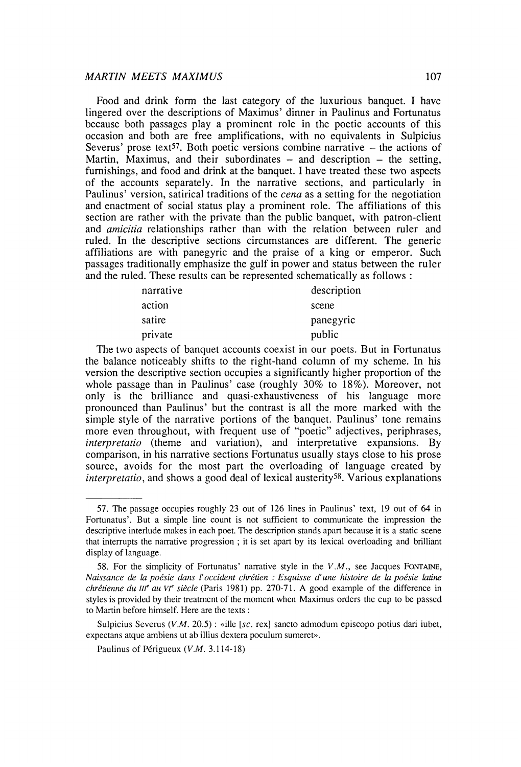Food and drink form the last category of the luxurious banquet. I have lingered over the descriptions of Maximus' dinner in Paulinus and Fortunatus because both passages play a prominent role in the poetic accounts of this occasion and both are free amplifications, with no equivalents in Sulpicius Severus' prose text[57]. Both poetic versions combine narrative – the actions of Martin, Maximus, and their subordinates – and description – the setting, furnishings, and food and drink at the banquet. I have treated these two aspects of the accounts separately. In the narrative sections, and particularly in Paulinus' version, satirical traditions of the *cena* as a setting for the negotiation and enactment of social status play a prominent role. The affiliations of this section are rather with the private than the public banquet, with patron-client and *amicitia* relationships rather than with the relation between ruler and ruled. In the descriptive sections circumstances are different. The generic affiliations are with panegyric and the praise of a king or emperor. Such passages traditionally emphasize the gulf in power and status between the ruler and the ruled. These results can be represented schematically as follows :

| | |
|---|---|
| narrative | description |
| action | scene |
| satire | panegyric |
| private | public |

The two aspects of banquet accounts coexist in our poets. But in Fortunatus the balance noticeably shifts to the right-hand column of my scheme. In his version the descriptive section occupies a significantly higher proportion of the whole passage than in Paulinus' case (roughly 30% to 18%). Moreover, not only is the brilliance and quasi-exhaustiveness of his language more pronounced than Paulinus' but the contrast is all the more marked with the simple style of the narrative portions of the banquet. Paulinus' tone remains more even throughout, with frequent use of "poetic" adjectives, periphrases, *interpretatio* (theme and variation), and interpretative expansions. By comparison, in his narrative sections Fortunatus usually stays close to his prose source, avoids for the most part the overloading of language created by *interpretatio*, and shows a good deal of lexical austerity[58]. Various explanations

---

57. The passage occupies roughly 23 out of 126 lines in Paulinus' text, 19 out of 64 in Fortunatus'. But a simple line count is not sufficient to communicate the impression the descriptive interlude makes in each poet. The description stands apart because it is a static scene that interrupts the narrative progression ; it is set apart by its lexical overloading and brilliant display of language.

58. For the simplicity of Fortunatus' narrative style in the *V.M.*, see Jacques FONTAINE, *Naissance de la poésie dans l'occident chrétien : Esquisse d'une histoire de la poésie latine chrétienne du III^e au VI^e siècle* (Paris 1981) pp. 270-71. A good example of the difference in styles is provided by their treatment of the moment when Maximus orders the cup to be passed to Martin before himself. Here are the texts :

Sulpicius Severus (*V.M.* 20.5) : «ille [*sc.* rex] sancto admodum episcopo potius dari iubet, expectans atque ambiens ut ab illius dextera poculum sumeret».

Paulinus of Périgueux (*V.M.* 3.114-18)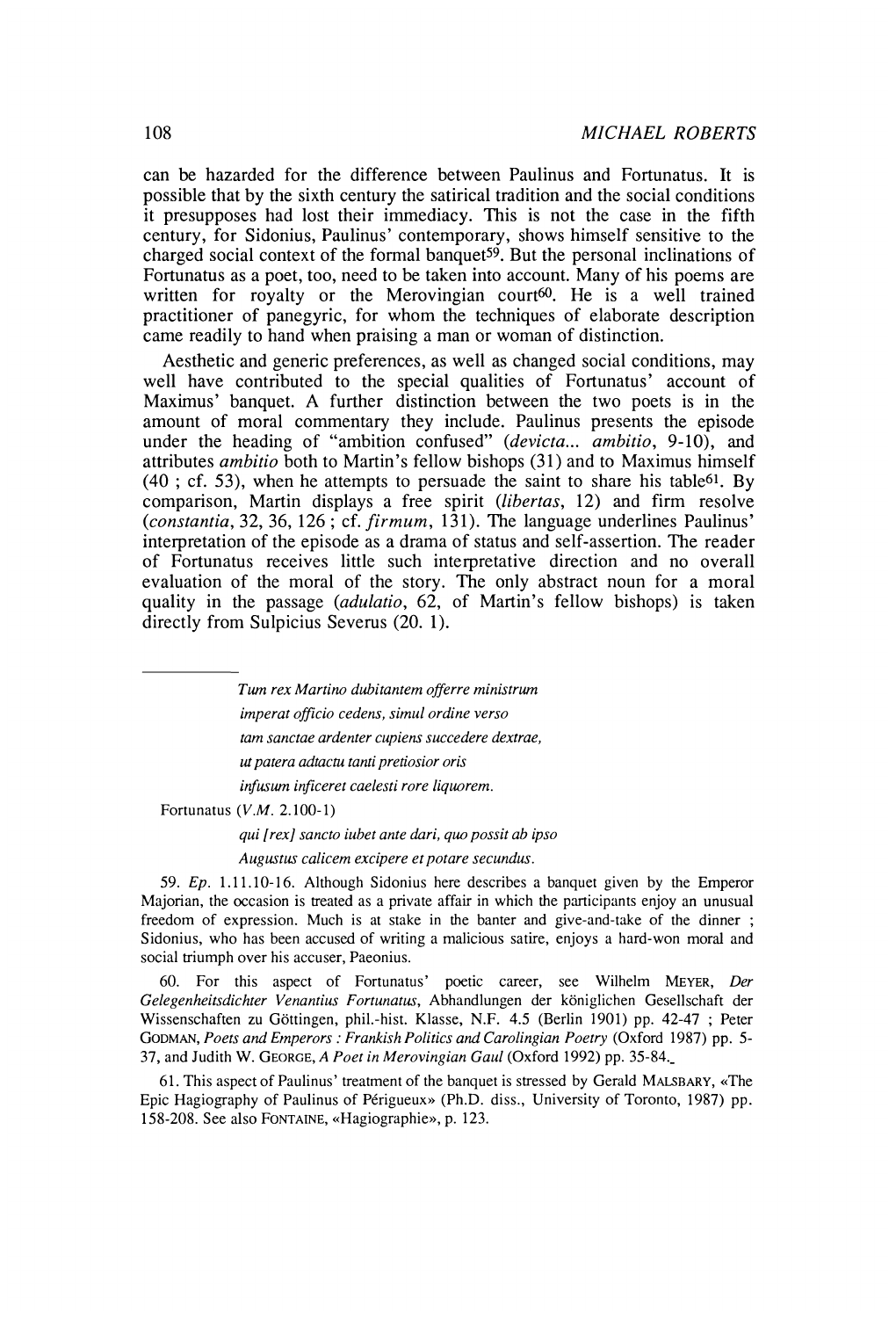can be hazarded for the difference between Paulinus and Fortunatus. It is possible that by the sixth century the satirical tradition and the social conditions it presupposes had lost their immediacy. This is not the case in the fifth century, for Sidonius, Paulinus' contemporary, shows himself sensitive to the charged social context of the formal banquet[59]. But the personal inclinations of Fortunatus as a poet, too, need to be taken into account. Many of his poems are written for royalty or the Merovingian court[60]. He is a well trained practitioner of panegyric, for whom the techniques of elaborate description came readily to hand when praising a man or woman of distinction.

Aesthetic and generic preferences, as well as changed social conditions, may well have contributed to the special qualities of Fortunatus' account of Maximus' banquet. A further distinction between the two poets is in the amount of moral commentary they include. Paulinus presents the episode under the heading of "ambition confused" (*devicta... ambitio*, 9-10), and attributes *ambitio* both to Martin's fellow bishops (31) and to Maximus himself (40 ; cf. 53), when he attempts to persuade the saint to share his table[61]. By comparison, Martin displays a free spirit (*libertas*, 12) and firm resolve (*constantia*, 32, 36, 126 ; cf. *firmum*, 131). The language underlines Paulinus' interpretation of the episode as a drama of status and self-assertion. The reader of Fortunatus receives little such interpretative direction and no overall evaluation of the moral of the story. The only abstract noun for a moral quality in the passage (*adulatio*, 62, of Martin's fellow bishops) is taken directly from Sulpicius Severus (20. 1).

---

*Tum rex Martino dubitantem offerre ministrum*
*imperat officio cedens, simul ordine verso*
*tam sanctae ardenter cupiens succedere dextrae,*
*ut patera adtactu tanti pretiosior oris*
*infusum inficeret caelesti rore liquorem.*

Fortunatus (*V.M.* 2.100-1)

*qui [rex] sancto iubet ante dari, quo possit ab ipso*
*Augustus calicem excipere et potare secundus.*

59. *Ep.* 1.11.10-16. Although Sidonius here describes a banquet given by the Emperor Majorian, the occasion is treated as a private affair in which the participants enjoy an unusual freedom of expression. Much is at stake in the banter and give-and-take of the dinner ; Sidonius, who has been accused of writing a malicious satire, enjoys a hard-won moral and social triumph over his accuser, Paeonius.

60. For this aspect of Fortunatus' poetic career, see Wilhelm MEYER, *Der Gelegenheitsdichter Venantius Fortunatus*, Abhandlungen der königlichen Gesellschaft der Wissenschaften zu Göttingen, phil.-hist. Klasse, N.F. 4.5 (Berlin 1901) pp. 42-47 ; Peter GODMAN, *Poets and Emperors : Frankish Politics and Carolingian Poetry* (Oxford 1987) pp. 5-37, and Judith W. GEORGE, *A Poet in Merovingian Gaul* (Oxford 1992) pp. 35-84.

61. This aspect of Paulinus' treatment of the banquet is stressed by Gerald MALSBARY, «The Epic Hagiography of Paulinus of Périgueux» (Ph.D. diss., University of Toronto, 1987) pp. 158-208. See also FONTAINE, «Hagiographie», p. 123.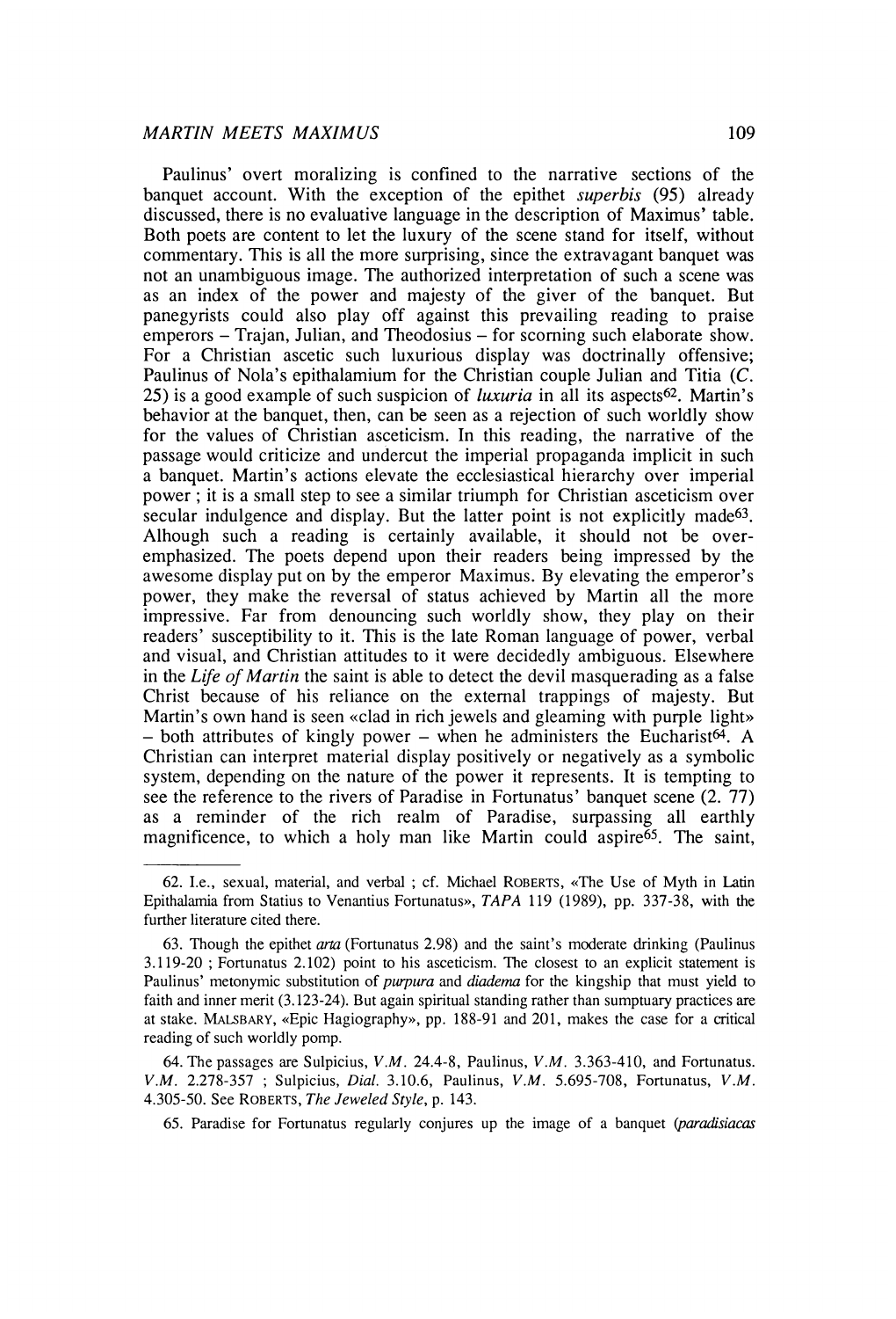Paulinus' overt moralizing is confined to the narrative sections of the banquet account. With the exception of the epithet *superbis* (95) already discussed, there is no evaluative language in the description of Maximus' table. Both poets are content to let the luxury of the scene stand for itself, without commentary. This is all the more surprising, since the extravagant banquet was not an unambiguous image. The authorized interpretation of such a scene was as an index of the power and majesty of the giver of the banquet. But panegyrists could also play off against this prevailing reading to praise emperors – Trajan, Julian, and Theodosius – for scorning such elaborate show. For a Christian ascetic such luxurious display was doctrinally offensive; Paulinus of Nola's epithalamium for the Christian couple Julian and Titia (*C.* 25) is a good example of such suspicion of *luxuria* in all its aspects[62]. Martin's behavior at the banquet, then, can be seen as a rejection of such worldly show for the values of Christian asceticism. In this reading, the narrative of the passage would criticize and undercut the imperial propaganda implicit in such a banquet. Martin's actions elevate the ecclesiastical hierarchy over imperial power ; it is a small step to see a similar triumph for Christian asceticism over secular indulgence and display. But the latter point is not explicitly made[63]. Alhough such a reading is certainly available, it should not be over-emphasized. The poets depend upon their readers being impressed by the awesome display put on by the emperor Maximus. By elevating the emperor's power, they make the reversal of status achieved by Martin all the more impressive. Far from denouncing such worldly show, they play on their readers' susceptibility to it. This is the late Roman language of power, verbal and visual, and Christian attitudes to it were decidedly ambiguous. Elsewhere in the *Life of Martin* the saint is able to detect the devil masquerading as a false Christ because of his reliance on the external trappings of majesty. But Martin's own hand is seen «clad in rich jewels and gleaming with purple light» – both attributes of kingly power – when he administers the Eucharist[64]. A Christian can interpret material display positively or negatively as a symbolic system, depending on the nature of the power it represents. It is tempting to see the reference to the rivers of Paradise in Fortunatus' banquet scene (2. 77) as a reminder of the rich realm of Paradise, surpassing all earthly magnificence, to which a holy man like Martin could aspire[65]. The saint,

62. I.e., sexual, material, and verbal ; cf. Michael ROBERTS, «The Use of Myth in Latin Epithalamia from Statius to Venantius Fortunatus», *TAPA* 119 (1989), pp. 337-38, with the further literature cited there.

63. Though the epithet *arta* (Fortunatus 2.98) and the saint's moderate drinking (Paulinus 3.119-20 ; Fortunatus 2.102) point to his asceticism. The closest to an explicit statement is Paulinus' metonymic substitution of *purpura* and *diadema* for the kingship that must yield to faith and inner merit (3.123-24). But again spiritual standing rather than sumptuary practices are at stake. MALSBARY, «Epic Hagiography», pp. 188-91 and 201, makes the case for a critical reading of such worldly pomp.

64. The passages are Sulpicius, *V.M.* 24.4-8, Paulinus, *V.M.* 3.363-410, and Fortunatus. *V.M.* 2.278-357 ; Sulpicius, *Dial.* 3.10.6, Paulinus, *V.M.* 5.695-708, Fortunatus, *V.M.* 4.305-50. See ROBERTS, *The Jeweled Style*, p. 143.

65. Paradise for Fortunatus regularly conjures up the image of a banquet (*paradisiacas*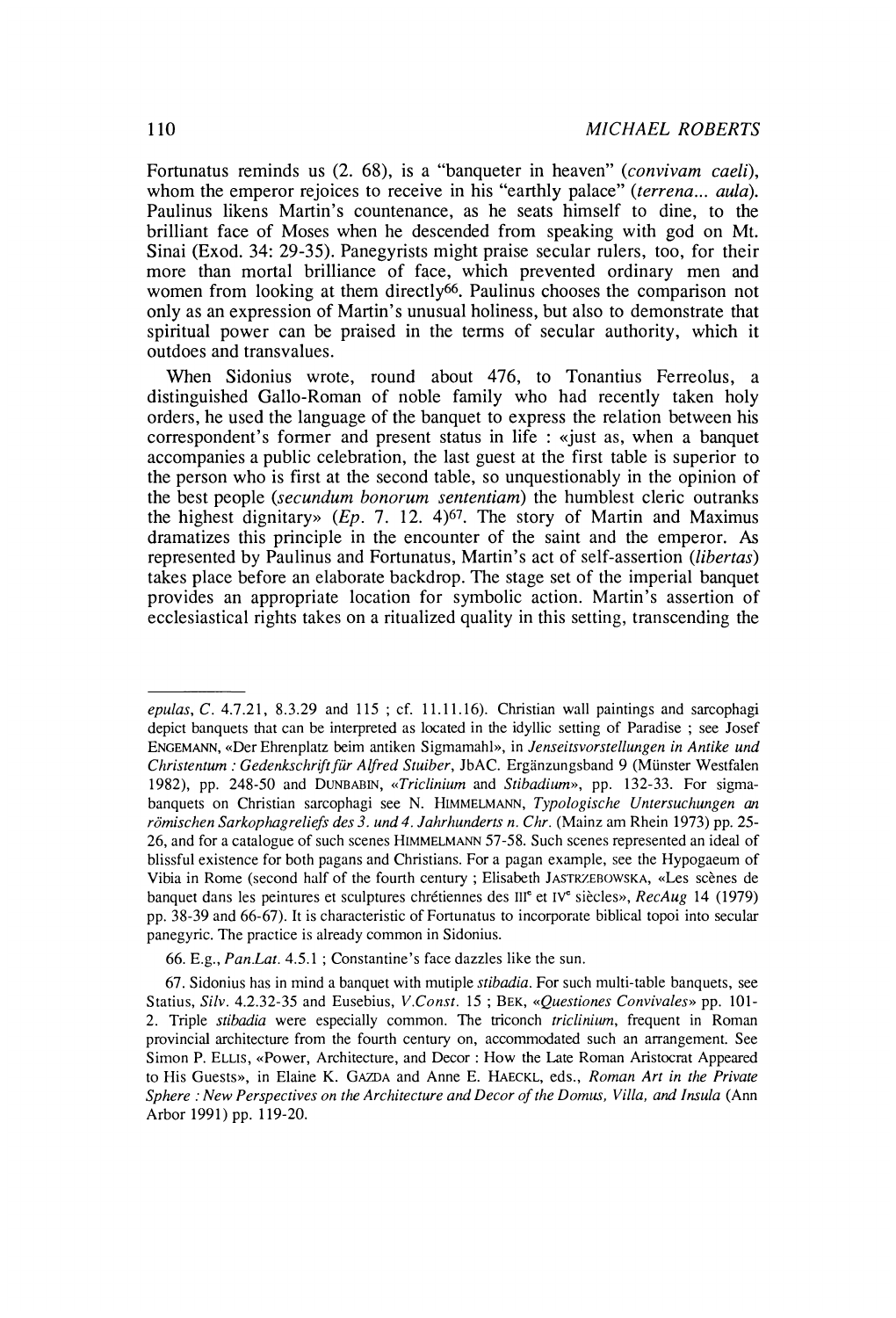Fortunatus reminds us (2. 68), is a "banqueter in heaven" (*convivam caeli*), whom the emperor rejoices to receive in his "earthly palace" (*terrena... aula*). Paulinus likens Martin's countenance, as he seats himself to dine, to the brilliant face of Moses when he descended from speaking with god on Mt. Sinai (Exod. 34: 29-35). Panegyrists might praise secular rulers, too, for their more than mortal brilliance of face, which prevented ordinary men and women from looking at them directly[66]. Paulinus chooses the comparison not only as an expression of Martin's unusual holiness, but also to demonstrate that spiritual power can be praised in the terms of secular authority, which it outdoes and transvalues.

When Sidonius wrote, round about 476, to Tonantius Ferreolus, a distinguished Gallo-Roman of noble family who had recently taken holy orders, he used the language of the banquet to express the relation between his correspondent's former and present status in life : «just as, when a banquet accompanies a public celebration, the last guest at the first table is superior to the person who is first at the second table, so unquestionably in the opinion of the best people (*secundum bonorum sententiam*) the humblest cleric outranks the highest dignitary» (*Ep.* 7. 12. 4)[67]. The story of Martin and Maximus dramatizes this principle in the encounter of the saint and the emperor. As represented by Paulinus and Fortunatus, Martin's act of self-assertion (*libertas*) takes place before an elaborate backdrop. The stage set of the imperial banquet provides an appropriate location for symbolic action. Martin's assertion of ecclesiastical rights takes on a ritualized quality in this setting, transcending the

---

*epulas*, *C.* 4.7.21, 8.3.29 and 115 ; cf. 11.11.16). Christian wall paintings and sarcophagi depict banquets that can be interpreted as located in the idyllic setting of Paradise ; see Josef ENGEMANN, «Der Ehrenplatz beim antiken Sigmamahl», in *Jenseitsvorstellungen in Antike und Christentum : Gedenkschrift für Alfred Stuiber*, JbAC. Ergänzungsband 9 (Münster Westfalen 1982), pp. 248-50 and DUNBABIN, «*Triclinium* and *Stibadium*», pp. 132-33. For sigma-banquets on Christian sarcophagi see N. HIMMELMANN, *Typologische Untersuchungen an römischen Sarkophagreliefs des 3. und 4. Jahrhunderts n. Chr.* (Mainz am Rhein 1973) pp. 25-26, and for a catalogue of such scenes HIMMELMANN 57-58. Such scenes represented an ideal of blissful existence for both pagans and Christians. For a pagan example, see the Hypogaeum of Vibia in Rome (second half of the fourth century ; Elisabeth JASTRZEBOWSKA, «Les scènes de banquet dans les peintures et sculptures chrétiennes des III[e] et IV[e] siècles», *RecAug* 14 (1979) pp. 38-39 and 66-67). It is characteristic of Fortunatus to incorporate biblical topoi into secular panegyric. The practice is already common in Sidonius.

66. E.g., *Pan.Lat.* 4.5.1 ; Constantine's face dazzles like the sun.

67. Sidonius has in mind a banquet with mutiple *stibadia*. For such multi-table banquets, see Statius, *Silv.* 4.2.32-35 and Eusebius, *V.Const.* 15 ; BEK, «*Questiones Convivales*» pp. 101-2. Triple *stibadia* were especially common. The triconch *triclinium*, frequent in Roman provincial architecture from the fourth century on, accommodated such an arrangement. See Simon P. ELLIS, «Power, Architecture, and Decor : How the Late Roman Aristocrat Appeared to His Guests», in Elaine K. GAZDA and Anne E. HAECKL, eds., *Roman Art in the Private Sphere : New Perspectives on the Architecture and Decor of the Domus, Villa, and Insula* (Ann Arbor 1991) pp. 119-20.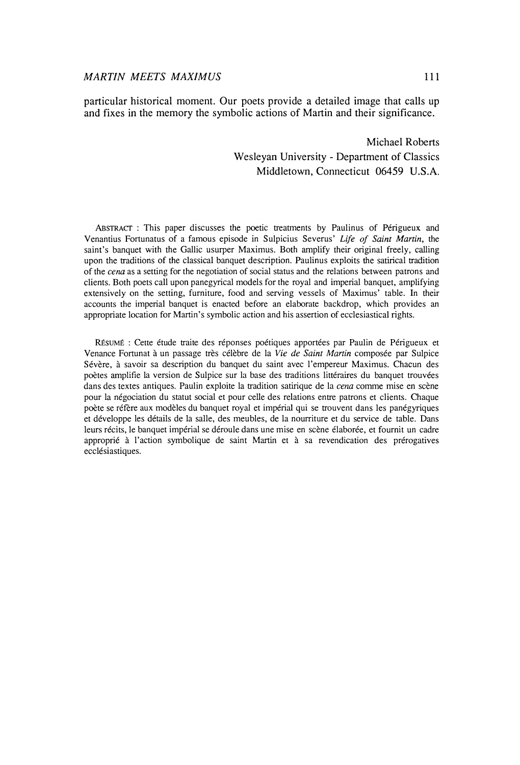particular historical moment. Our poets provide a detailed image that calls up and fixes in the memory the symbolic actions of Martin and their significance.

Michael Roberts
Wesleyan University - Department of Classics
Middletown, Connecticut 06459 U.S.A.

ABSTRACT : This paper discusses the poetic treatments by Paulinus of Périgueux and Venantius Fortunatus of a famous episode in Sulpicius Severus' *Life of Saint Martin*, the saint's banquet with the Gallic usurper Maximus. Both amplify their original freely, calling upon the traditions of the classical banquet description. Paulinus exploits the satirical tradition of the *cena* as a setting for the negotiation of social status and the relations between patrons and clients. Both poets call upon panegyrical models for the royal and imperial banquet, amplifying extensively on the setting, furniture, food and serving vessels of Maximus' table. In their accounts the imperial banquet is enacted before an elaborate backdrop, which provides an appropriate location for Martin's symbolic action and his assertion of ecclesiastical rights.

RÉSUMÉ : Cette étude traite des réponses poétiques apportées par Paulin de Périgueux et Venance Fortunat à un passage très célèbre de la *Vie de Saint Martin* composée par Sulpice Sévère, à savoir sa description du banquet du saint avec l'empereur Maximus. Chacun des poètes amplifie la version de Sulpice sur la base des traditions littéraires du banquet trouvées dans des textes antiques. Paulin exploite la tradition satirique de la *cena* comme mise en scène pour la négociation du statut social et pour celle des relations entre patrons et clients. Chaque poète se réfère aux modèles du banquet royal et impérial qui se trouvent dans les panégyriques et développe les détails de la salle, des meubles, de la nourriture et du service de table. Dans leurs récits, le banquet impérial se déroule dans une mise en scène élaborée, et fournit un cadre approprié à l'action symbolique de saint Martin et à sa revendication des prérogatives ecclésiastiques.